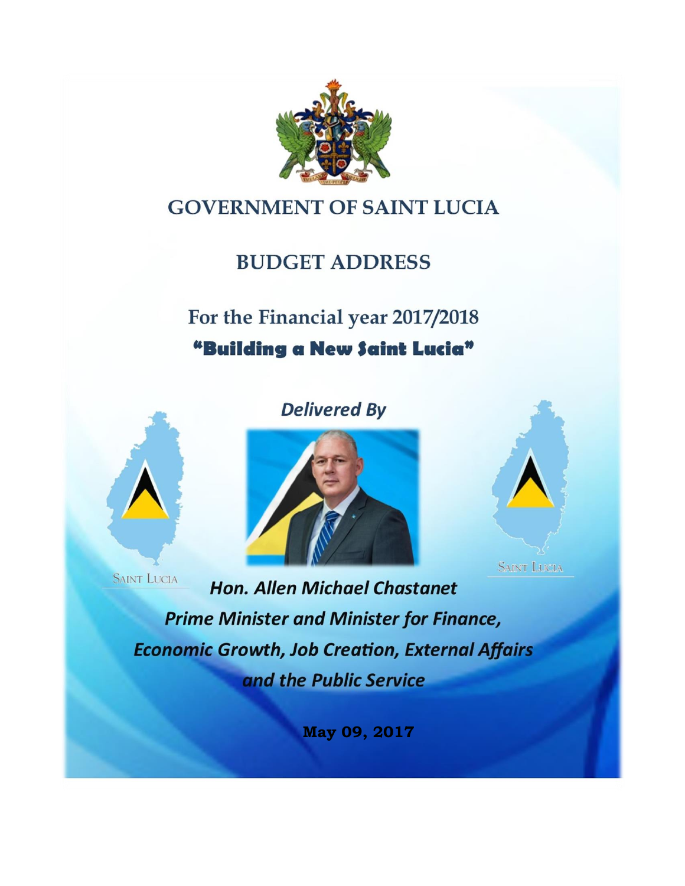# GOVERNMENT OF SAINT LUCIA

## BUDGET ADDRESS

## For the Financial year 2017/2018

**"Building a New Saint Lucia"**

*Delivered By*

SAINT LUCIA

SAINT LUCIA

***Hon. Allen Michael Chastanet***

***Prime Minister and Minister for Finance, Economic Growth, Job Creation, External Affairs and the Public Service***

**May 09, 2017**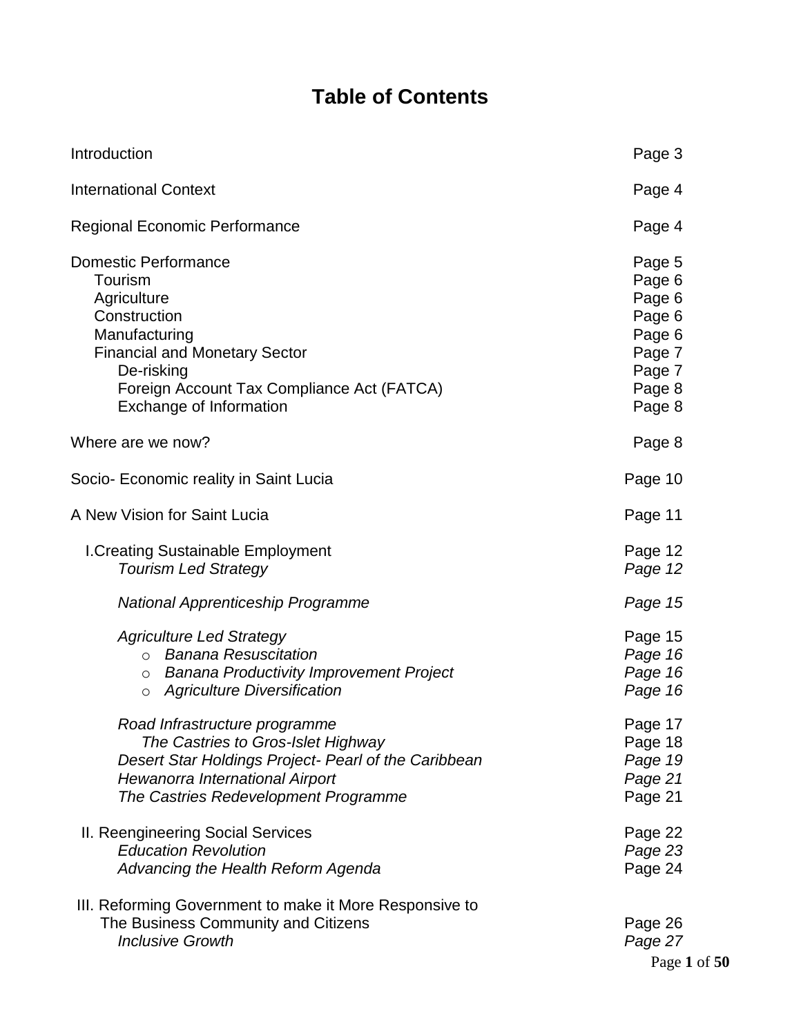# Table of Contents

| | |
|---|---|
| Introduction | Page 3 |
| International Context | Page 4 |
| Regional Economic Performance | Page 4 |
| Domestic Performance | Page 5 |
| &nbsp;&nbsp;Tourism | Page 6 |
| &nbsp;&nbsp;Agriculture | Page 6 |
| &nbsp;&nbsp;Construction | Page 6 |
| &nbsp;&nbsp;Manufacturing | Page 6 |
| &nbsp;&nbsp;Financial and Monetary Sector | Page 7 |
| &nbsp;&nbsp;&nbsp;&nbsp;De-risking | Page 7 |
| &nbsp;&nbsp;&nbsp;&nbsp;Foreign Account Tax Compliance Act (FATCA) | Page 8 |
| &nbsp;&nbsp;&nbsp;&nbsp;Exchange of Information | Page 8 |
| Where are we now? | Page 8 |
| Socio- Economic reality in Saint Lucia | Page 10 |
| A New Vision for Saint Lucia | Page 11 |
| I.Creating Sustainable Employment | Page 12 |
| &nbsp;&nbsp;*Tourism Led Strategy* | *Page 12* |
| &nbsp;&nbsp;*National Apprenticeship Programme* | *Page 15* |
| &nbsp;&nbsp;*Agriculture Led Strategy* | Page 15 |
| &nbsp;&nbsp;&nbsp;&nbsp;○ *Banana Resuscitation* | *Page 16* |
| &nbsp;&nbsp;&nbsp;&nbsp;○ *Banana Productivity Improvement Project* | *Page 16* |
| &nbsp;&nbsp;&nbsp;&nbsp;○ *Agriculture Diversification* | *Page 16* |
| &nbsp;&nbsp;*Road Infrastructure programme* | Page 17 |
| &nbsp;&nbsp;&nbsp;&nbsp;*The Castries to Gros-Islet Highway* | Page 18 |
| &nbsp;&nbsp;*Desert Star Holdings Project- Pearl of the Caribbean* | *Page 19* |
| &nbsp;&nbsp;*Hewanorra International Airport* | *Page 21* |
| &nbsp;&nbsp;*The Castries Redevelopment Programme* | Page 21 |
| II. Reengineering Social Services | Page 22 |
| &nbsp;&nbsp;*Education Revolution* | *Page 23* |
| &nbsp;&nbsp;*Advancing the Health Reform Agenda* | Page 24 |
| III. Reforming Government to make it More Responsive to The Business Community and Citizens | Page 26 |
| &nbsp;&nbsp;*Inclusive Growth* | *Page 27* |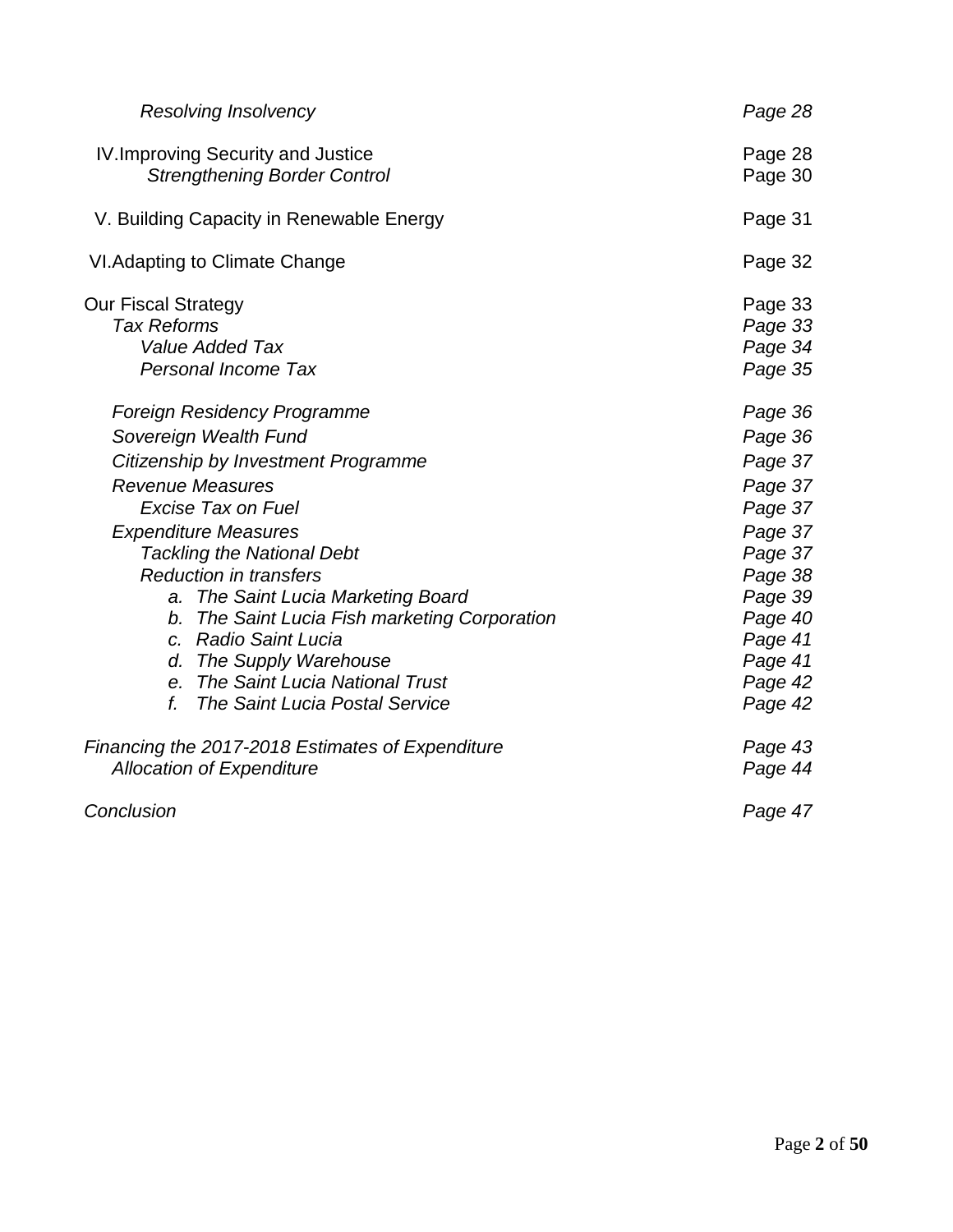| | |
|---|---|
| *Resolving Insolvency* | *Page 28* |
| IV.Improving Security and Justice | Page 28 |
| *Strengthening Border Control* | Page 30 |
| V. Building Capacity in Renewable Energy | Page 31 |
| VI.Adapting to Climate Change | Page 32 |
| Our Fiscal Strategy | Page 33 |
| *Tax Reforms* | *Page 33* |
| *Value Added Tax* | *Page 34* |
| *Personal Income Tax* | *Page 35* |
| *Foreign Residency Programme* | *Page 36* |
| *Sovereign Wealth Fund* | *Page 36* |
| *Citizenship by Investment Programme* | *Page 37* |
| *Revenue Measures* | *Page 37* |
| *Excise Tax on Fuel* | *Page 37* |
| *Expenditure Measures* | *Page 37* |
| *Tackling the National Debt* | *Page 37* |
| *Reduction in transfers* | *Page 38* |
| *a. The Saint Lucia Marketing Board* | *Page 39* |
| *b. The Saint Lucia Fish marketing Corporation* | *Page 40* |
| *c. Radio Saint Lucia* | *Page 41* |
| *d. The Supply Warehouse* | *Page 41* |
| *e. The Saint Lucia National Trust* | *Page 42* |
| *f. The Saint Lucia Postal Service* | *Page 42* |
| *Financing the 2017-2018 Estimates of Expenditure* | *Page 43* |
| *Allocation of Expenditure* | *Page 44* |
| *Conclusion* | *Page 47* |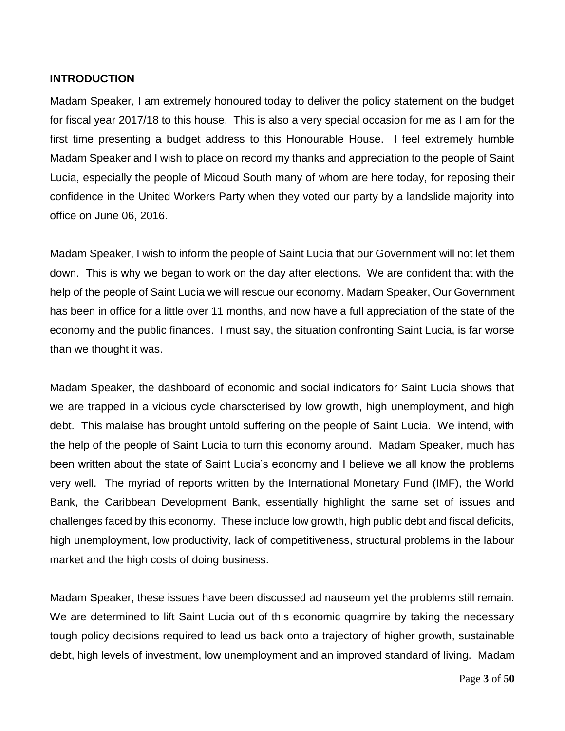## INTRODUCTION

Madam Speaker, I am extremely honoured today to deliver the policy statement on the budget for fiscal year 2017/18 to this house. This is also a very special occasion for me as I am for the first time presenting a budget address to this Honourable House. I feel extremely humble Madam Speaker and I wish to place on record my thanks and appreciation to the people of Saint Lucia, especially the people of Micoud South many of whom are here today, for reposing their confidence in the United Workers Party when they voted our party by a landslide majority into office on June 06, 2016.

Madam Speaker, I wish to inform the people of Saint Lucia that our Government will not let them down. This is why we began to work on the day after elections. We are confident that with the help of the people of Saint Lucia we will rescue our economy. Madam Speaker, Our Government has been in office for a little over 11 months, and now have a full appreciation of the state of the economy and the public finances. I must say, the situation confronting Saint Lucia, is far worse than we thought it was.

Madam Speaker, the dashboard of economic and social indicators for Saint Lucia shows that we are trapped in a vicious cycle charscterised by low growth, high unemployment, and high debt. This malaise has brought untold suffering on the people of Saint Lucia. We intend, with the help of the people of Saint Lucia to turn this economy around. Madam Speaker, much has been written about the state of Saint Lucia's economy and I believe we all know the problems very well. The myriad of reports written by the International Monetary Fund (IMF), the World Bank, the Caribbean Development Bank, essentially highlight the same set of issues and challenges faced by this economy. These include low growth, high public debt and fiscal deficits, high unemployment, low productivity, lack of competitiveness, structural problems in the labour market and the high costs of doing business.

Madam Speaker, these issues have been discussed ad nauseum yet the problems still remain. We are determined to lift Saint Lucia out of this economic quagmire by taking the necessary tough policy decisions required to lead us back onto a trajectory of higher growth, sustainable debt, high levels of investment, low unemployment and an improved standard of living. Madam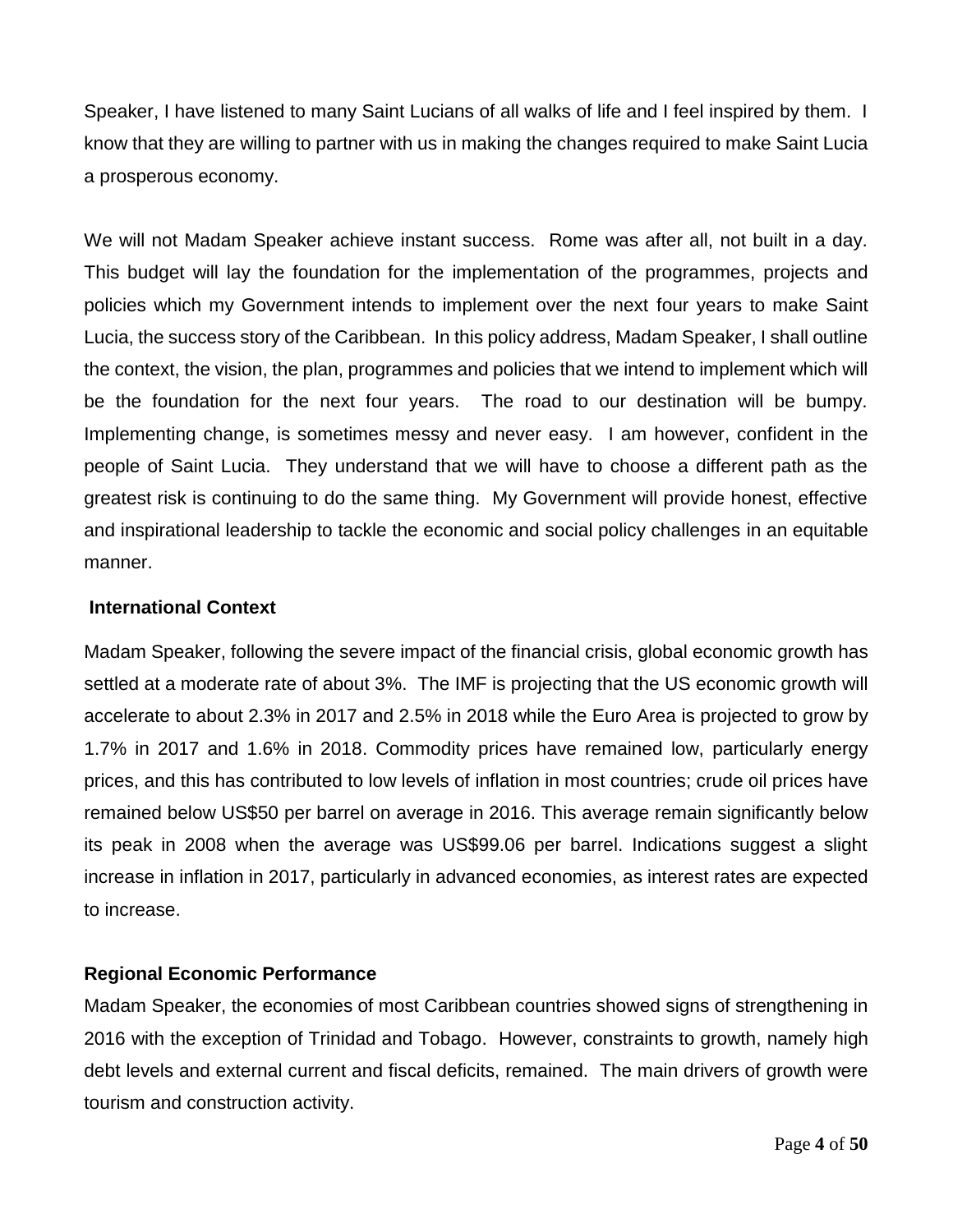Speaker, I have listened to many Saint Lucians of all walks of life and I feel inspired by them. I know that they are willing to partner with us in making the changes required to make Saint Lucia a prosperous economy.

We will not Madam Speaker achieve instant success. Rome was after all, not built in a day. This budget will lay the foundation for the implementation of the programmes, projects and policies which my Government intends to implement over the next four years to make Saint Lucia, the success story of the Caribbean. In this policy address, Madam Speaker, I shall outline the context, the vision, the plan, programmes and policies that we intend to implement which will be the foundation for the next four years. The road to our destination will be bumpy. Implementing change, is sometimes messy and never easy. I am however, confident in the people of Saint Lucia. They understand that we will have to choose a different path as the greatest risk is continuing to do the same thing. My Government will provide honest, effective and inspirational leadership to tackle the economic and social policy challenges in an equitable manner.

### International Context

Madam Speaker, following the severe impact of the financial crisis, global economic growth has settled at a moderate rate of about 3%. The IMF is projecting that the US economic growth will accelerate to about 2.3% in 2017 and 2.5% in 2018 while the Euro Area is projected to grow by 1.7% in 2017 and 1.6% in 2018. Commodity prices have remained low, particularly energy prices, and this has contributed to low levels of inflation in most countries; crude oil prices have remained below US$50 per barrel on average in 2016. This average remain significantly below its peak in 2008 when the average was US$99.06 per barrel. Indications suggest a slight increase in inflation in 2017, particularly in advanced economies, as interest rates are expected to increase.

### Regional Economic Performance

Madam Speaker, the economies of most Caribbean countries showed signs of strengthening in 2016 with the exception of Trinidad and Tobago. However, constraints to growth, namely high debt levels and external current and fiscal deficits, remained. The main drivers of growth were tourism and construction activity.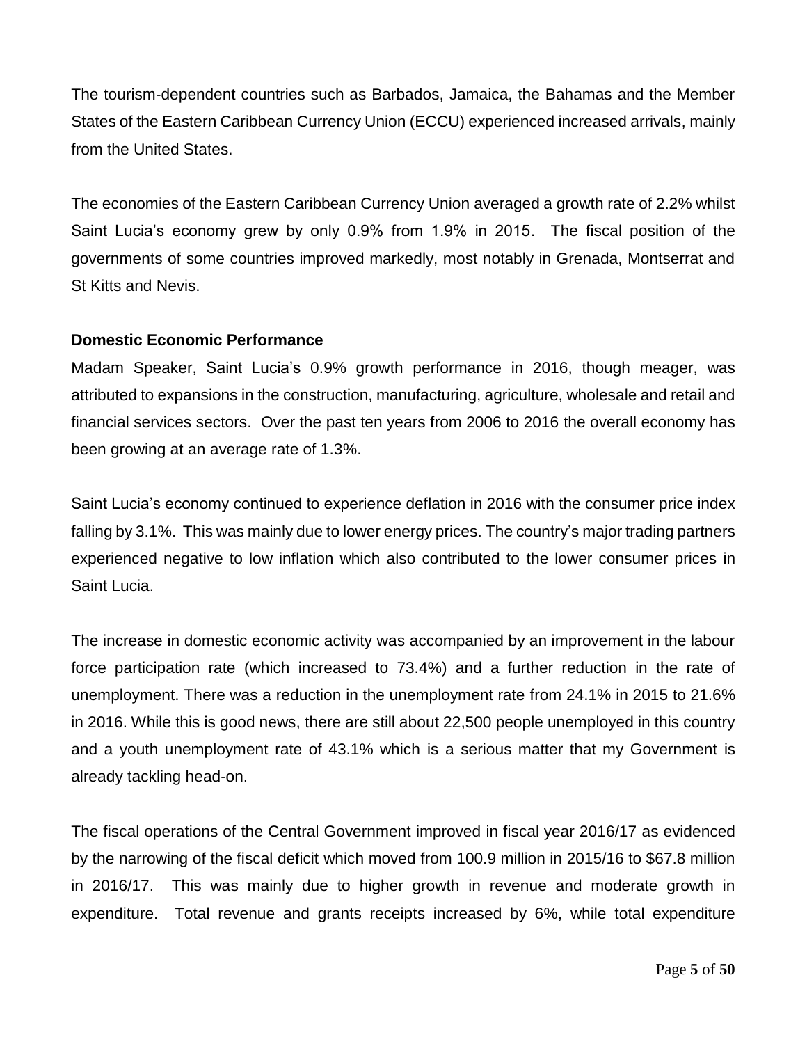The tourism-dependent countries such as Barbados, Jamaica, the Bahamas and the Member States of the Eastern Caribbean Currency Union (ECCU) experienced increased arrivals, mainly from the United States.

The economies of the Eastern Caribbean Currency Union averaged a growth rate of 2.2% whilst Saint Lucia's economy grew by only 0.9% from 1.9% in 2015. The fiscal position of the governments of some countries improved markedly, most notably in Grenada, Montserrat and St Kitts and Nevis.

**Domestic Economic Performance**

Madam Speaker, Saint Lucia's 0.9% growth performance in 2016, though meager, was attributed to expansions in the construction, manufacturing, agriculture, wholesale and retail and financial services sectors. Over the past ten years from 2006 to 2016 the overall economy has been growing at an average rate of 1.3%.

Saint Lucia's economy continued to experience deflation in 2016 with the consumer price index falling by 3.1%. This was mainly due to lower energy prices. The country's major trading partners experienced negative to low inflation which also contributed to the lower consumer prices in Saint Lucia.

The increase in domestic economic activity was accompanied by an improvement in the labour force participation rate (which increased to 73.4%) and a further reduction in the rate of unemployment. There was a reduction in the unemployment rate from 24.1% in 2015 to 21.6% in 2016. While this is good news, there are still about 22,500 people unemployed in this country and a youth unemployment rate of 43.1% which is a serious matter that my Government is already tackling head-on.

The fiscal operations of the Central Government improved in fiscal year 2016/17 as evidenced by the narrowing of the fiscal deficit which moved from 100.9 million in 2015/16 to $67.8 million in 2016/17. This was mainly due to higher growth in revenue and moderate growth in expenditure. Total revenue and grants receipts increased by 6%, while total expenditure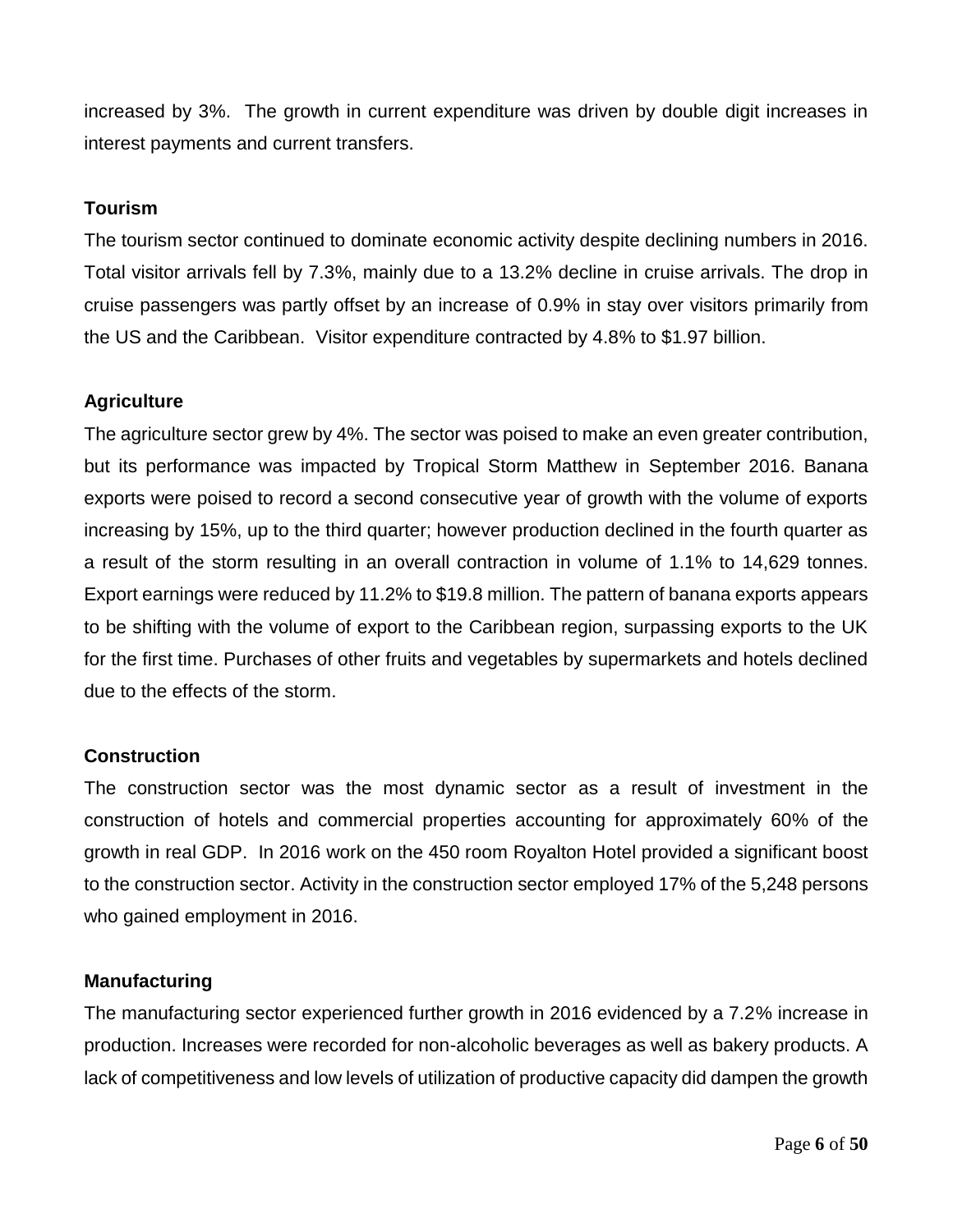increased by 3%. The growth in current expenditure was driven by double digit increases in interest payments and current transfers.

**Tourism**

The tourism sector continued to dominate economic activity despite declining numbers in 2016. Total visitor arrivals fell by 7.3%, mainly due to a 13.2% decline in cruise arrivals. The drop in cruise passengers was partly offset by an increase of 0.9% in stay over visitors primarily from the US and the Caribbean. Visitor expenditure contracted by 4.8% to $1.97 billion.

**Agriculture**

The agriculture sector grew by 4%. The sector was poised to make an even greater contribution, but its performance was impacted by Tropical Storm Matthew in September 2016. Banana exports were poised to record a second consecutive year of growth with the volume of exports increasing by 15%, up to the third quarter; however production declined in the fourth quarter as a result of the storm resulting in an overall contraction in volume of 1.1% to 14,629 tonnes. Export earnings were reduced by 11.2% to $19.8 million. The pattern of banana exports appears to be shifting with the volume of export to the Caribbean region, surpassing exports to the UK for the first time. Purchases of other fruits and vegetables by supermarkets and hotels declined due to the effects of the storm.

**Construction**

The construction sector was the most dynamic sector as a result of investment in the construction of hotels and commercial properties accounting for approximately 60% of the growth in real GDP. In 2016 work on the 450 room Royalton Hotel provided a significant boost to the construction sector. Activity in the construction sector employed 17% of the 5,248 persons who gained employment in 2016.

**Manufacturing**

The manufacturing sector experienced further growth in 2016 evidenced by a 7.2% increase in production. Increases were recorded for non-alcoholic beverages as well as bakery products. A lack of competitiveness and low levels of utilization of productive capacity did dampen the growth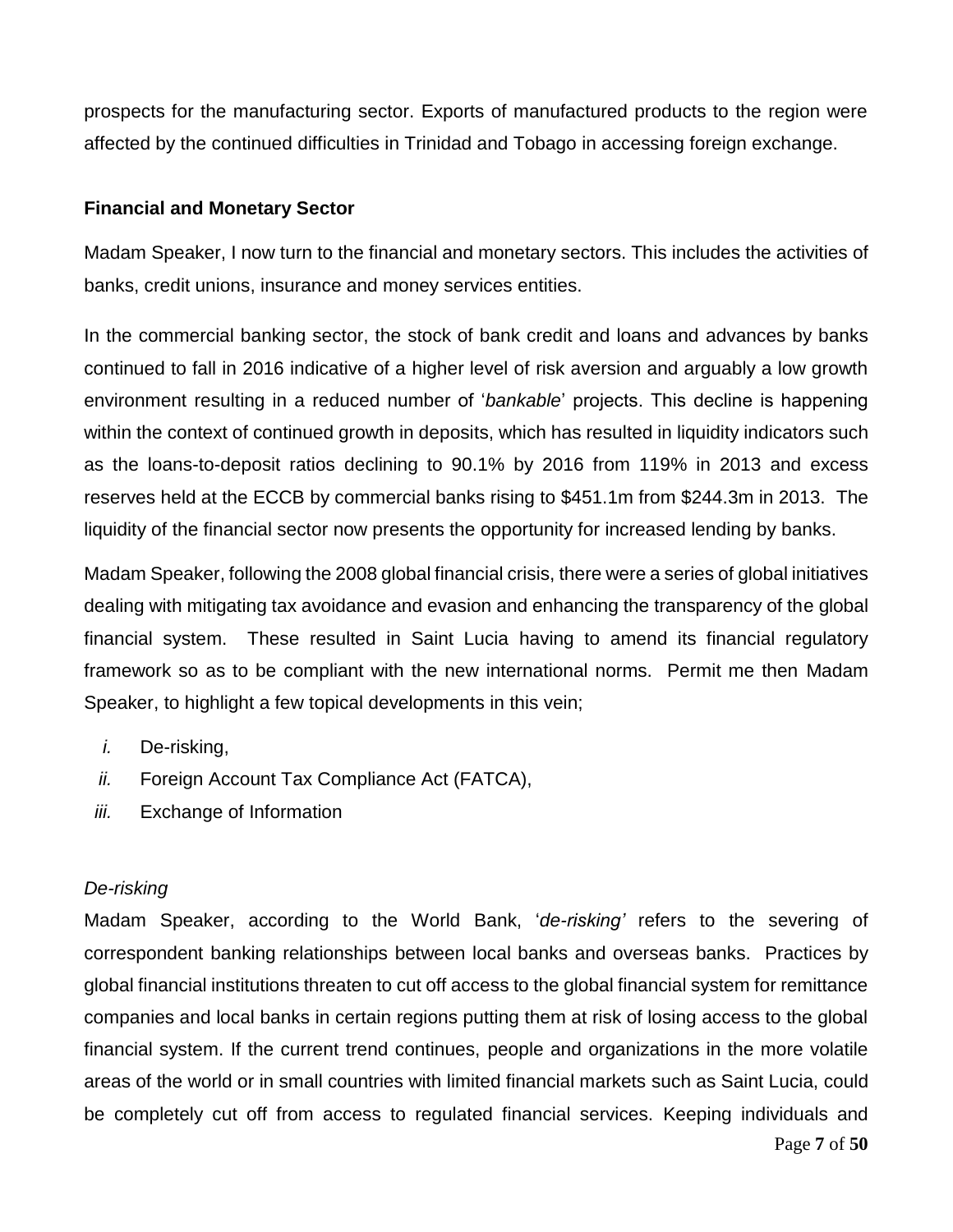prospects for the manufacturing sector. Exports of manufactured products to the region were affected by the continued difficulties in Trinidad and Tobago in accessing foreign exchange.

**Financial and Monetary Sector**

Madam Speaker, I now turn to the financial and monetary sectors. This includes the activities of banks, credit unions, insurance and money services entities.

In the commercial banking sector, the stock of bank credit and loans and advances by banks continued to fall in 2016 indicative of a higher level of risk aversion and arguably a low growth environment resulting in a reduced number of '*bankable*' projects. This decline is happening within the context of continued growth in deposits, which has resulted in liquidity indicators such as the loans-to-deposit ratios declining to 90.1% by 2016 from 119% in 2013 and excess reserves held at the ECCB by commercial banks rising to $451.1m from $244.3m in 2013. The liquidity of the financial sector now presents the opportunity for increased lending by banks.

Madam Speaker, following the 2008 global financial crisis, there were a series of global initiatives dealing with mitigating tax avoidance and evasion and enhancing the transparency of the global financial system. These resulted in Saint Lucia having to amend its financial regulatory framework so as to be compliant with the new international norms. Permit me then Madam Speaker, to highlight a few topical developments in this vein;

*i.* De-risking,
*ii.* Foreign Account Tax Compliance Act (FATCA),
*iii.* Exchange of Information

*De-risking*

Madam Speaker, according to the World Bank, '*de-risking'* refers to the severing of correspondent banking relationships between local banks and overseas banks. Practices by global financial institutions threaten to cut off access to the global financial system for remittance companies and local banks in certain regions putting them at risk of losing access to the global financial system. If the current trend continues, people and organizations in the more volatile areas of the world or in small countries with limited financial markets such as Saint Lucia, could be completely cut off from access to regulated financial services. Keeping individuals and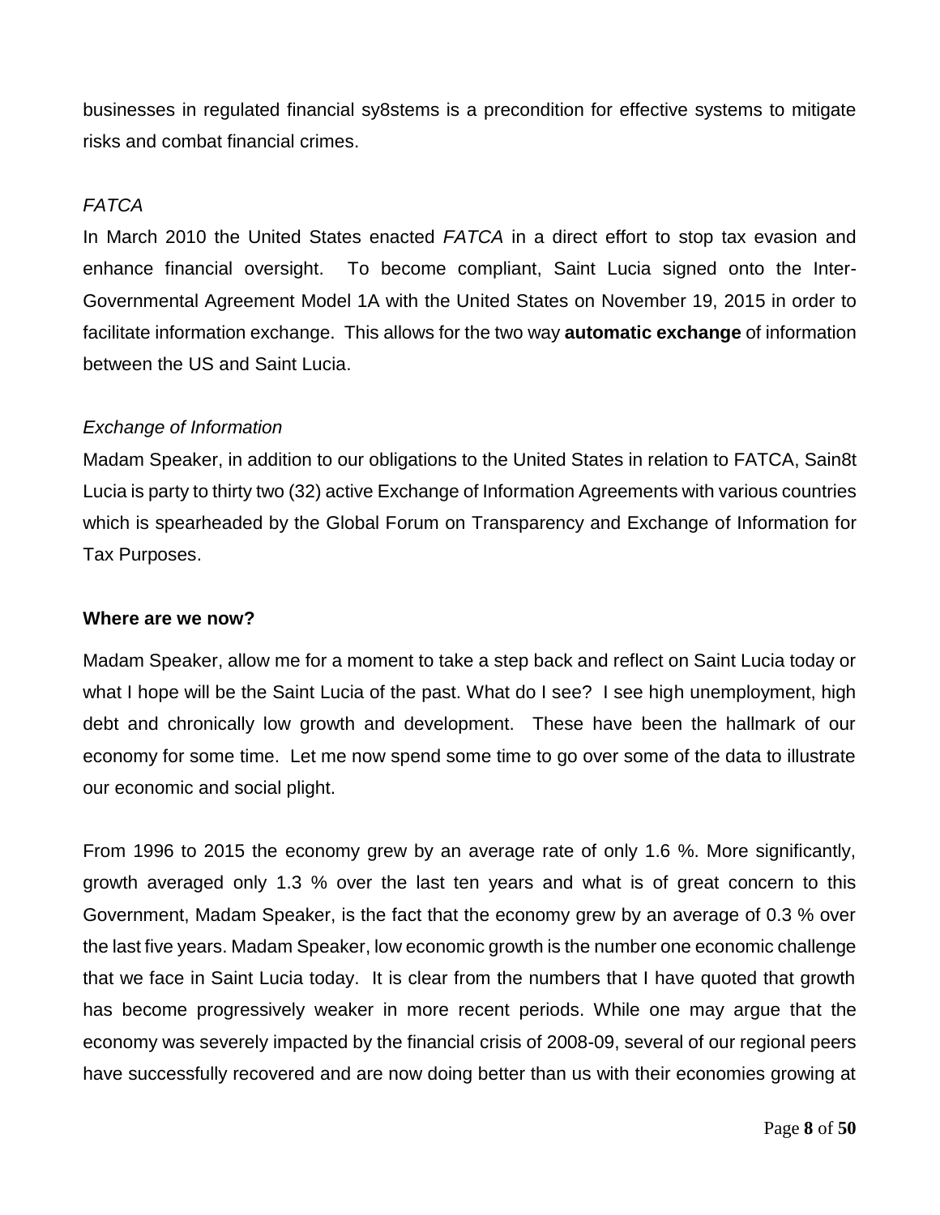businesses in regulated financial sy8stems is a precondition for effective systems to mitigate risks and combat financial crimes.

*FATCA*

In March 2010 the United States enacted *FATCA* in a direct effort to stop tax evasion and enhance financial oversight. To become compliant, Saint Lucia signed onto the Inter-Governmental Agreement Model 1A with the United States on November 19, 2015 in order to facilitate information exchange. This allows for the two way **automatic exchange** of information between the US and Saint Lucia.

*Exchange of Information*

Madam Speaker, in addition to our obligations to the United States in relation to FATCA, Sain8t Lucia is party to thirty two (32) active Exchange of Information Agreements with various countries which is spearheaded by the Global Forum on Transparency and Exchange of Information for Tax Purposes.

**Where are we now?**

Madam Speaker, allow me for a moment to take a step back and reflect on Saint Lucia today or what I hope will be the Saint Lucia of the past. What do I see? I see high unemployment, high debt and chronically low growth and development. These have been the hallmark of our economy for some time. Let me now spend some time to go over some of the data to illustrate our economic and social plight.

From 1996 to 2015 the economy grew by an average rate of only 1.6 %. More significantly, growth averaged only 1.3 % over the last ten years and what is of great concern to this Government, Madam Speaker, is the fact that the economy grew by an average of 0.3 % over the last five years. Madam Speaker, low economic growth is the number one economic challenge that we face in Saint Lucia today. It is clear from the numbers that I have quoted that growth has become progressively weaker in more recent periods. While one may argue that the economy was severely impacted by the financial crisis of 2008-09, several of our regional peers have successfully recovered and are now doing better than us with their economies growing at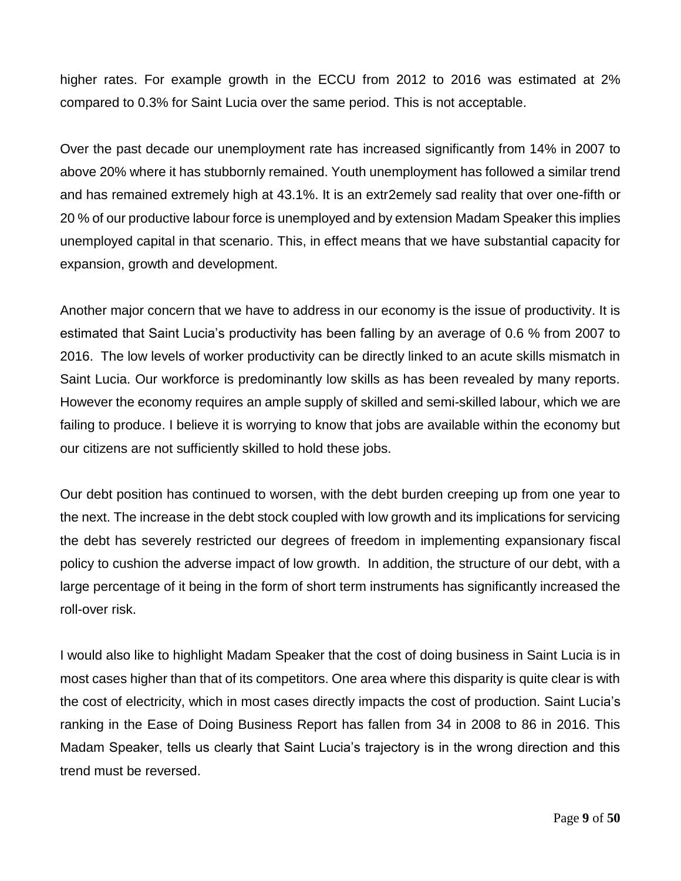higher rates. For example growth in the ECCU from 2012 to 2016 was estimated at 2% compared to 0.3% for Saint Lucia over the same period. This is not acceptable.

Over the past decade our unemployment rate has increased significantly from 14% in 2007 to above 20% where it has stubbornly remained. Youth unemployment has followed a similar trend and has remained extremely high at 43.1%. It is an extr2emely sad reality that over one-fifth or 20 % of our productive labour force is unemployed and by extension Madam Speaker this implies unemployed capital in that scenario. This, in effect means that we have substantial capacity for expansion, growth and development.

Another major concern that we have to address in our economy is the issue of productivity. It is estimated that Saint Lucia's productivity has been falling by an average of 0.6 % from 2007 to 2016. The low levels of worker productivity can be directly linked to an acute skills mismatch in Saint Lucia. Our workforce is predominantly low skills as has been revealed by many reports. However the economy requires an ample supply of skilled and semi-skilled labour, which we are failing to produce. I believe it is worrying to know that jobs are available within the economy but our citizens are not sufficiently skilled to hold these jobs.

Our debt position has continued to worsen, with the debt burden creeping up from one year to the next. The increase in the debt stock coupled with low growth and its implications for servicing the debt has severely restricted our degrees of freedom in implementing expansionary fiscal policy to cushion the adverse impact of low growth. In addition, the structure of our debt, with a large percentage of it being in the form of short term instruments has significantly increased the roll-over risk.

I would also like to highlight Madam Speaker that the cost of doing business in Saint Lucia is in most cases higher than that of its competitors. One area where this disparity is quite clear is with the cost of electricity, which in most cases directly impacts the cost of production. Saint Lucia's ranking in the Ease of Doing Business Report has fallen from 34 in 2008 to 86 in 2016. This Madam Speaker, tells us clearly that Saint Lucia's trajectory is in the wrong direction and this trend must be reversed.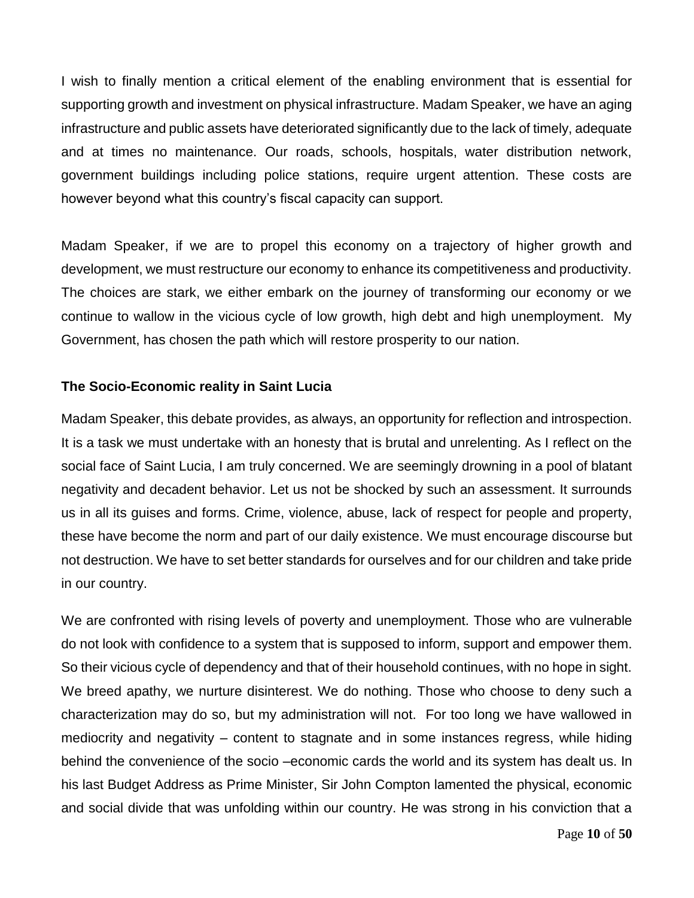I wish to finally mention a critical element of the enabling environment that is essential for supporting growth and investment on physical infrastructure. Madam Speaker, we have an aging infrastructure and public assets have deteriorated significantly due to the lack of timely, adequate and at times no maintenance. Our roads, schools, hospitals, water distribution network, government buildings including police stations, require urgent attention. These costs are however beyond what this country's fiscal capacity can support.

Madam Speaker, if we are to propel this economy on a trajectory of higher growth and development, we must restructure our economy to enhance its competitiveness and productivity. The choices are stark, we either embark on the journey of transforming our economy or we continue to wallow in the vicious cycle of low growth, high debt and high unemployment. My Government, has chosen the path which will restore prosperity to our nation.

**The Socio-Economic reality in Saint Lucia**

Madam Speaker, this debate provides, as always, an opportunity for reflection and introspection. It is a task we must undertake with an honesty that is brutal and unrelenting. As I reflect on the social face of Saint Lucia, I am truly concerned. We are seemingly drowning in a pool of blatant negativity and decadent behavior. Let us not be shocked by such an assessment. It surrounds us in all its guises and forms. Crime, violence, abuse, lack of respect for people and property, these have become the norm and part of our daily existence. We must encourage discourse but not destruction. We have to set better standards for ourselves and for our children and take pride in our country.

We are confronted with rising levels of poverty and unemployment. Those who are vulnerable do not look with confidence to a system that is supposed to inform, support and empower them. So their vicious cycle of dependency and that of their household continues, with no hope in sight. We breed apathy, we nurture disinterest. We do nothing. Those who choose to deny such a characterization may do so, but my administration will not. For too long we have wallowed in mediocrity and negativity – content to stagnate and in some instances regress, while hiding behind the convenience of the socio –economic cards the world and its system has dealt us. In his last Budget Address as Prime Minister, Sir John Compton lamented the physical, economic and social divide that was unfolding within our country. He was strong in his conviction that a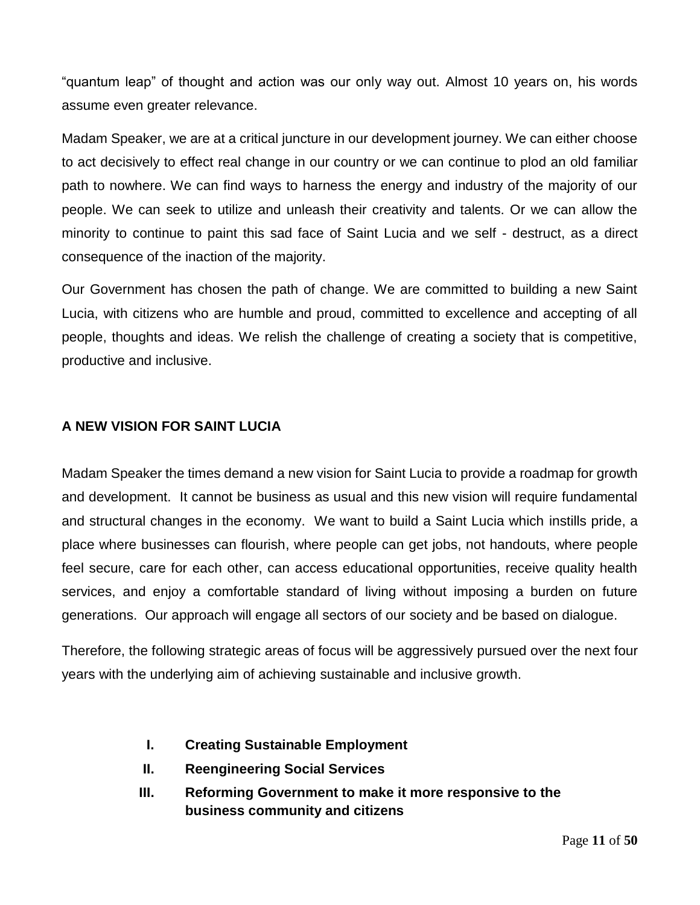"quantum leap" of thought and action was our only way out. Almost 10 years on, his words assume even greater relevance.

Madam Speaker, we are at a critical juncture in our development journey. We can either choose to act decisively to effect real change in our country or we can continue to plod an old familiar path to nowhere. We can find ways to harness the energy and industry of the majority of our people. We can seek to utilize and unleash their creativity and talents. Or we can allow the minority to continue to paint this sad face of Saint Lucia and we self - destruct, as a direct consequence of the inaction of the majority.

Our Government has chosen the path of change. We are committed to building a new Saint Lucia, with citizens who are humble and proud, committed to excellence and accepting of all people, thoughts and ideas. We relish the challenge of creating a society that is competitive, productive and inclusive.

## A NEW VISION FOR SAINT LUCIA

Madam Speaker the times demand a new vision for Saint Lucia to provide a roadmap for growth and development. It cannot be business as usual and this new vision will require fundamental and structural changes in the economy. We want to build a Saint Lucia which instills pride, a place where businesses can flourish, where people can get jobs, not handouts, where people feel secure, care for each other, can access educational opportunities, receive quality health services, and enjoy a comfortable standard of living without imposing a burden on future generations. Our approach will engage all sectors of our society and be based on dialogue.

Therefore, the following strategic areas of focus will be aggressively pursued over the next four years with the underlying aim of achieving sustainable and inclusive growth.

I. **Creating Sustainable Employment**
II. **Reengineering Social Services**
III. **Reforming Government to make it more responsive to the business community and citizens**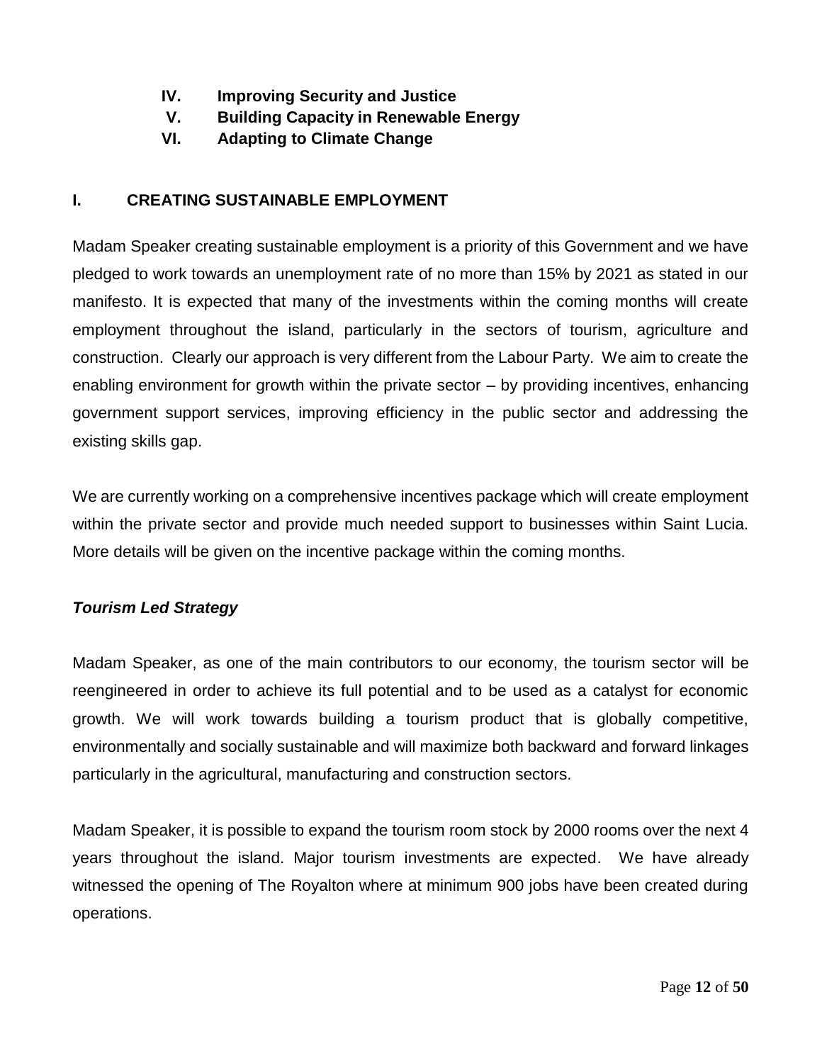IV. **Improving Security and Justice**
V. **Building Capacity in Renewable Energy**
VI. **Adapting to Climate Change**

## I. CREATING SUSTAINABLE EMPLOYMENT

Madam Speaker creating sustainable employment is a priority of this Government and we have pledged to work towards an unemployment rate of no more than 15% by 2021 as stated in our manifesto. It is expected that many of the investments within the coming months will create employment throughout the island, particularly in the sectors of tourism, agriculture and construction. Clearly our approach is very different from the Labour Party. We aim to create the enabling environment for growth within the private sector – by providing incentives, enhancing government support services, improving efficiency in the public sector and addressing the existing skills gap.

We are currently working on a comprehensive incentives package which will create employment within the private sector and provide much needed support to businesses within Saint Lucia. More details will be given on the incentive package within the coming months.

### *Tourism Led Strategy*

Madam Speaker, as one of the main contributors to our economy, the tourism sector will be reengineered in order to achieve its full potential and to be used as a catalyst for economic growth. We will work towards building a tourism product that is globally competitive, environmentally and socially sustainable and will maximize both backward and forward linkages particularly in the agricultural, manufacturing and construction sectors.

Madam Speaker, it is possible to expand the tourism room stock by 2000 rooms over the next 4 years throughout the island. Major tourism investments are expected. We have already witnessed the opening of The Royalton where at minimum 900 jobs have been created during operations.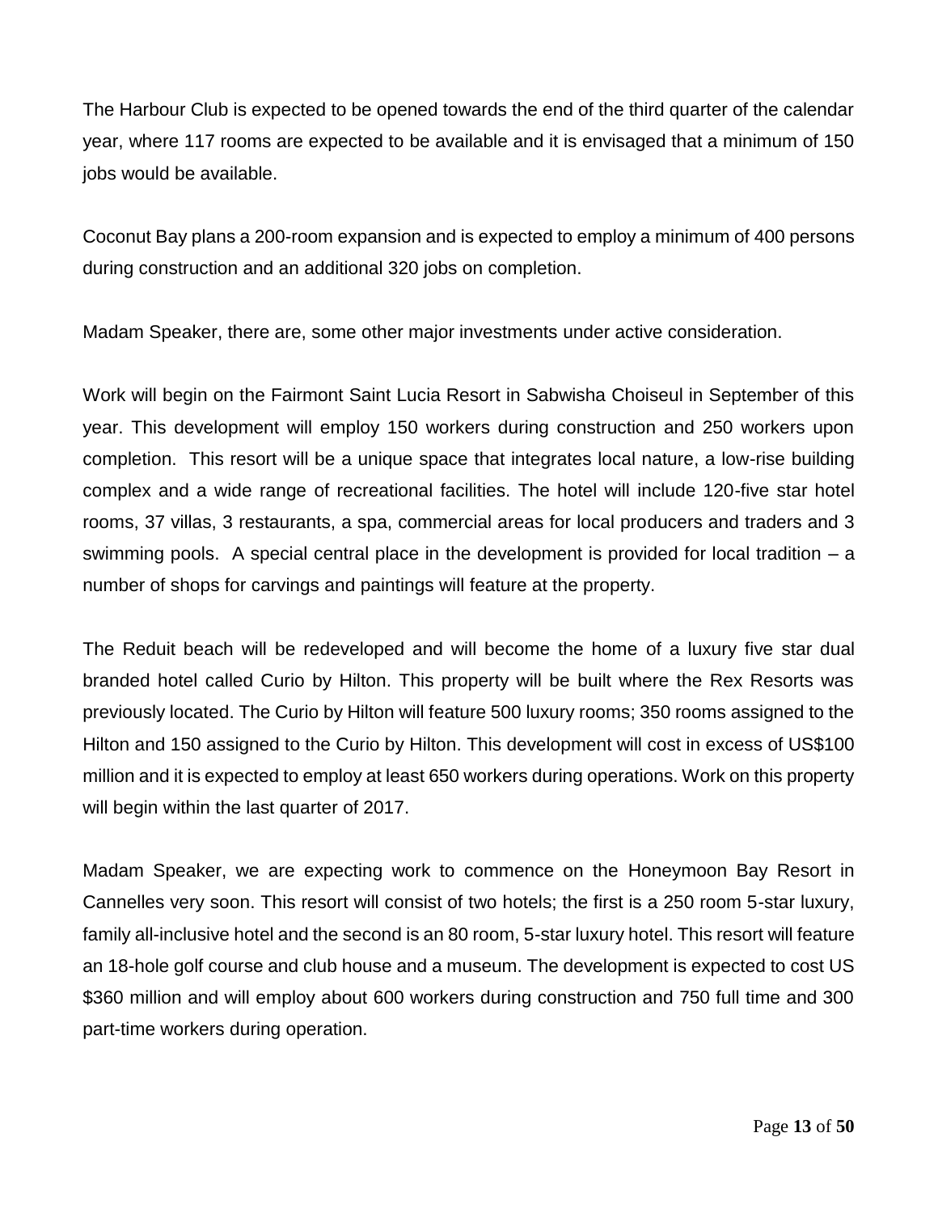The Harbour Club is expected to be opened towards the end of the third quarter of the calendar year, where 117 rooms are expected to be available and it is envisaged that a minimum of 150 jobs would be available.

Coconut Bay plans a 200-room expansion and is expected to employ a minimum of 400 persons during construction and an additional 320 jobs on completion.

Madam Speaker, there are, some other major investments under active consideration.

Work will begin on the Fairmont Saint Lucia Resort in Sabwisha Choiseul in September of this year. This development will employ 150 workers during construction and 250 workers upon completion. This resort will be a unique space that integrates local nature, a low-rise building complex and a wide range of recreational facilities. The hotel will include 120-five star hotel rooms, 37 villas, 3 restaurants, a spa, commercial areas for local producers and traders and 3 swimming pools. A special central place in the development is provided for local tradition – a number of shops for carvings and paintings will feature at the property.

The Reduit beach will be redeveloped and will become the home of a luxury five star dual branded hotel called Curio by Hilton. This property will be built where the Rex Resorts was previously located. The Curio by Hilton will feature 500 luxury rooms; 350 rooms assigned to the Hilton and 150 assigned to the Curio by Hilton. This development will cost in excess of US$100 million and it is expected to employ at least 650 workers during operations. Work on this property will begin within the last quarter of 2017.

Madam Speaker, we are expecting work to commence on the Honeymoon Bay Resort in Cannelles very soon. This resort will consist of two hotels; the first is a 250 room 5-star luxury, family all-inclusive hotel and the second is an 80 room, 5-star luxury hotel. This resort will feature an 18-hole golf course and club house and a museum. The development is expected to cost US $360 million and will employ about 600 workers during construction and 750 full time and 300 part-time workers during operation.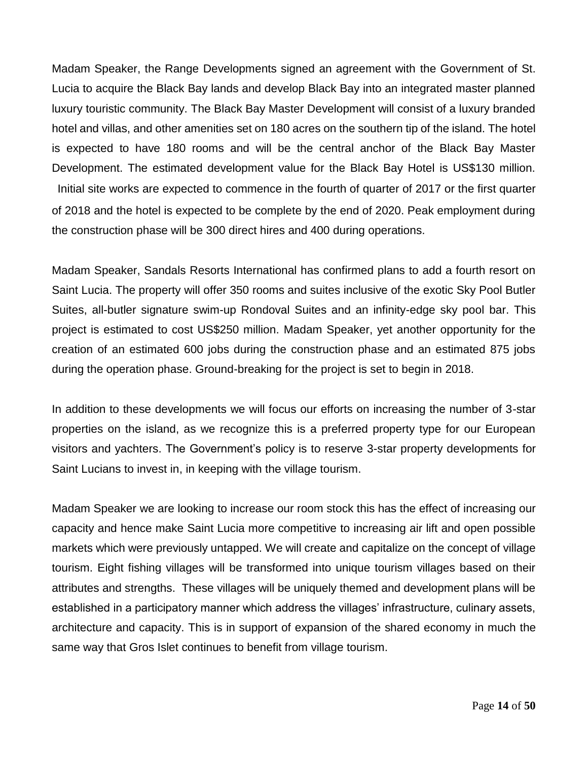Madam Speaker, the Range Developments signed an agreement with the Government of St. Lucia to acquire the Black Bay lands and develop Black Bay into an integrated master planned luxury touristic community. The Black Bay Master Development will consist of a luxury branded hotel and villas, and other amenities set on 180 acres on the southern tip of the island. The hotel is expected to have 180 rooms and will be the central anchor of the Black Bay Master Development. The estimated development value for the Black Bay Hotel is US$130 million. Initial site works are expected to commence in the fourth of quarter of 2017 or the first quarter of 2018 and the hotel is expected to be complete by the end of 2020. Peak employment during the construction phase will be 300 direct hires and 400 during operations.

Madam Speaker, Sandals Resorts International has confirmed plans to add a fourth resort on Saint Lucia. The property will offer 350 rooms and suites inclusive of the exotic Sky Pool Butler Suites, all-butler signature swim-up Rondoval Suites and an infinity-edge sky pool bar. This project is estimated to cost US$250 million. Madam Speaker, yet another opportunity for the creation of an estimated 600 jobs during the construction phase and an estimated 875 jobs during the operation phase. Ground-breaking for the project is set to begin in 2018.

In addition to these developments we will focus our efforts on increasing the number of 3-star properties on the island, as we recognize this is a preferred property type for our European visitors and yachters. The Government's policy is to reserve 3-star property developments for Saint Lucians to invest in, in keeping with the village tourism.

Madam Speaker we are looking to increase our room stock this has the effect of increasing our capacity and hence make Saint Lucia more competitive to increasing air lift and open possible markets which were previously untapped. We will create and capitalize on the concept of village tourism. Eight fishing villages will be transformed into unique tourism villages based on their attributes and strengths. These villages will be uniquely themed and development plans will be established in a participatory manner which address the villages' infrastructure, culinary assets, architecture and capacity. This is in support of expansion of the shared economy in much the same way that Gros Islet continues to benefit from village tourism.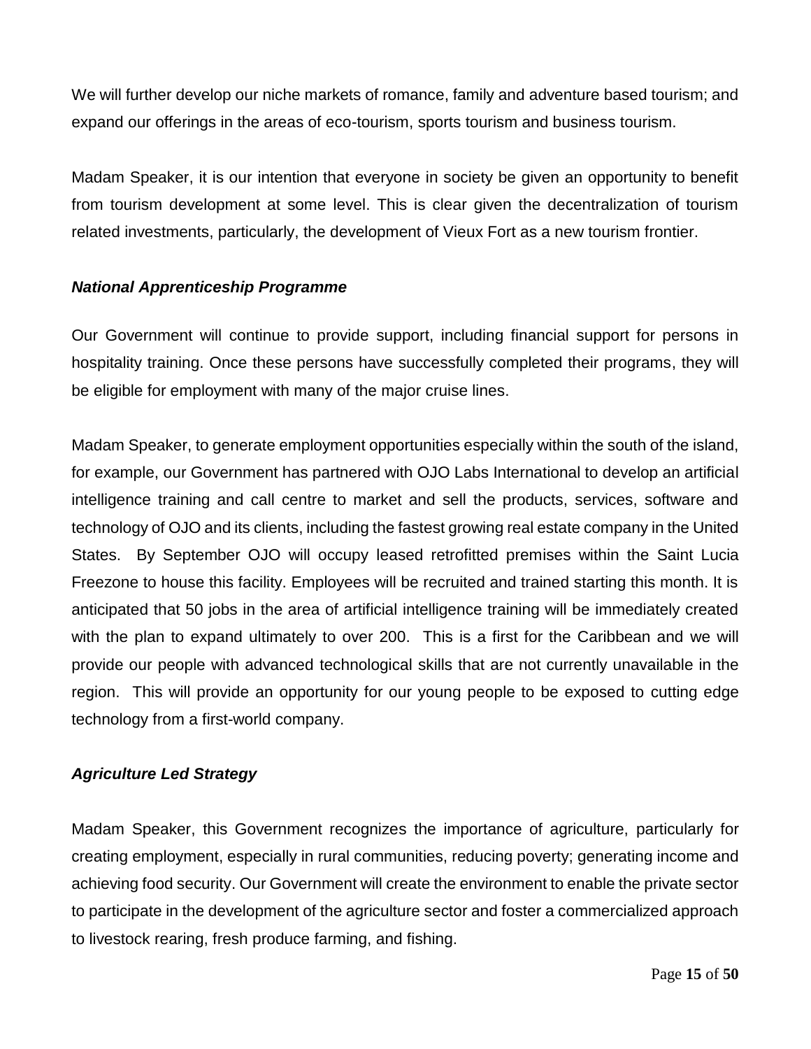We will further develop our niche markets of romance, family and adventure based tourism; and expand our offerings in the areas of eco-tourism, sports tourism and business tourism.

Madam Speaker, it is our intention that everyone in society be given an opportunity to benefit from tourism development at some level. This is clear given the decentralization of tourism related investments, particularly, the development of Vieux Fort as a new tourism frontier.

***National Apprenticeship Programme***

Our Government will continue to provide support, including financial support for persons in hospitality training. Once these persons have successfully completed their programs, they will be eligible for employment with many of the major cruise lines.

Madam Speaker, to generate employment opportunities especially within the south of the island, for example, our Government has partnered with OJO Labs International to develop an artificial intelligence training and call centre to market and sell the products, services, software and technology of OJO and its clients, including the fastest growing real estate company in the United States. By September OJO will occupy leased retrofitted premises within the Saint Lucia Freezone to house this facility. Employees will be recruited and trained starting this month. It is anticipated that 50 jobs in the area of artificial intelligence training will be immediately created with the plan to expand ultimately to over 200. This is a first for the Caribbean and we will provide our people with advanced technological skills that are not currently unavailable in the region. This will provide an opportunity for our young people to be exposed to cutting edge technology from a first-world company.

***Agriculture Led Strategy***

Madam Speaker, this Government recognizes the importance of agriculture, particularly for creating employment, especially in rural communities, reducing poverty; generating income and achieving food security. Our Government will create the environment to enable the private sector to participate in the development of the agriculture sector and foster a commercialized approach to livestock rearing, fresh produce farming, and fishing.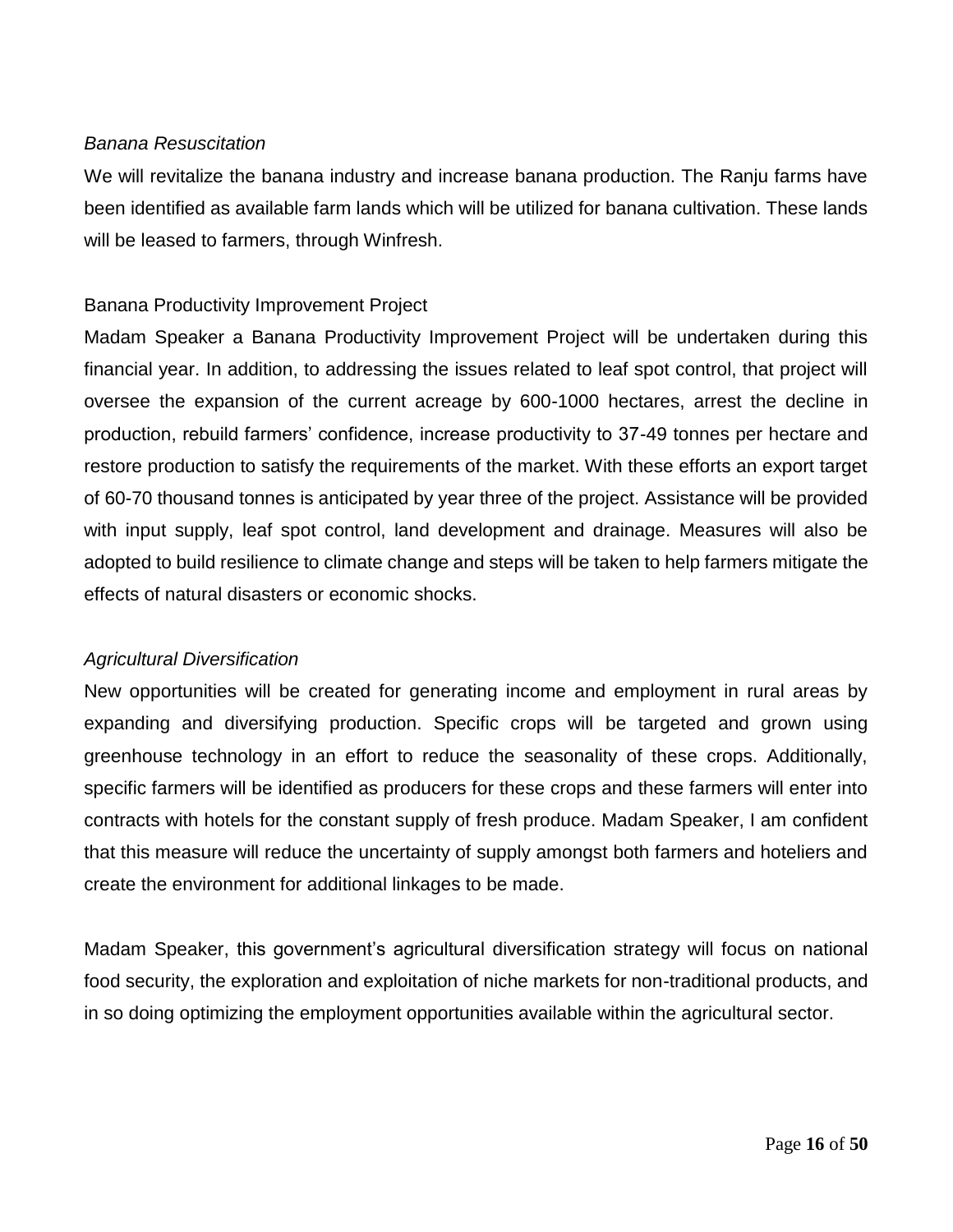*Banana Resuscitation*

We will revitalize the banana industry and increase banana production. The Ranju farms have been identified as available farm lands which will be utilized for banana cultivation. These lands will be leased to farmers, through Winfresh.

Banana Productivity Improvement Project

Madam Speaker a Banana Productivity Improvement Project will be undertaken during this financial year. In addition, to addressing the issues related to leaf spot control, that project will oversee the expansion of the current acreage by 600-1000 hectares, arrest the decline in production, rebuild farmers' confidence, increase productivity to 37-49 tonnes per hectare and restore production to satisfy the requirements of the market. With these efforts an export target of 60-70 thousand tonnes is anticipated by year three of the project. Assistance will be provided with input supply, leaf spot control, land development and drainage. Measures will also be adopted to build resilience to climate change and steps will be taken to help farmers mitigate the effects of natural disasters or economic shocks.

*Agricultural Diversification*

New opportunities will be created for generating income and employment in rural areas by expanding and diversifying production. Specific crops will be targeted and grown using greenhouse technology in an effort to reduce the seasonality of these crops. Additionally, specific farmers will be identified as producers for these crops and these farmers will enter into contracts with hotels for the constant supply of fresh produce. Madam Speaker, I am confident that this measure will reduce the uncertainty of supply amongst both farmers and hoteliers and create the environment for additional linkages to be made.

Madam Speaker, this government's agricultural diversification strategy will focus on national food security, the exploration and exploitation of niche markets for non-traditional products, and in so doing optimizing the employment opportunities available within the agricultural sector.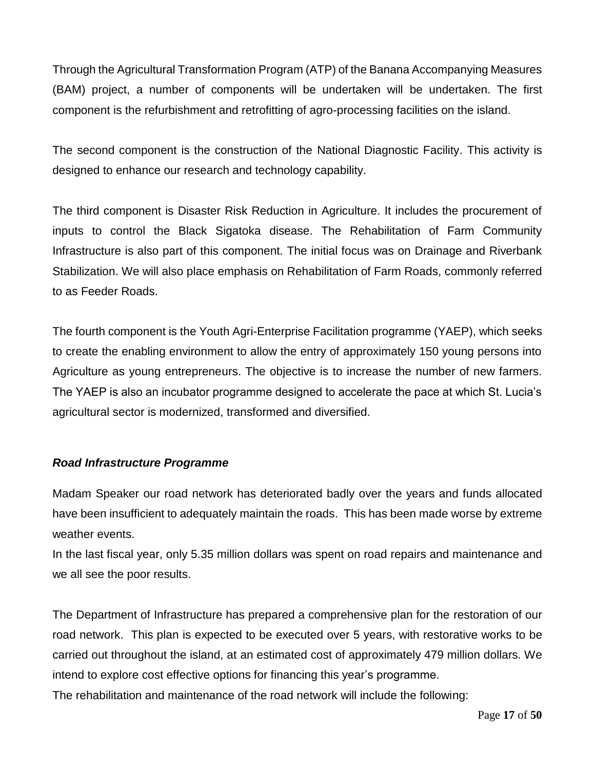Through the Agricultural Transformation Program (ATP) of the Banana Accompanying Measures (BAM) project, a number of components will be undertaken will be undertaken. The first component is the refurbishment and retrofitting of agro-processing facilities on the island.

The second component is the construction of the National Diagnostic Facility. This activity is designed to enhance our research and technology capability.

The third component is Disaster Risk Reduction in Agriculture. It includes the procurement of inputs to control the Black Sigatoka disease. The Rehabilitation of Farm Community Infrastructure is also part of this component. The initial focus was on Drainage and Riverbank Stabilization. We will also place emphasis on Rehabilitation of Farm Roads, commonly referred to as Feeder Roads.

The fourth component is the Youth Agri-Enterprise Facilitation programme (YAEP), which seeks to create the enabling environment to allow the entry of approximately 150 young persons into Agriculture as young entrepreneurs. The objective is to increase the number of new farmers. The YAEP is also an incubator programme designed to accelerate the pace at which St. Lucia's agricultural sector is modernized, transformed and diversified.

***Road Infrastructure Programme***

Madam Speaker our road network has deteriorated badly over the years and funds allocated have been insufficient to adequately maintain the roads. This has been made worse by extreme weather events.

In the last fiscal year, only 5.35 million dollars was spent on road repairs and maintenance and we all see the poor results.

The Department of Infrastructure has prepared a comprehensive plan for the restoration of our road network. This plan is expected to be executed over 5 years, with restorative works to be carried out throughout the island, at an estimated cost of approximately 479 million dollars. We intend to explore cost effective options for financing this year's programme.

The rehabilitation and maintenance of the road network will include the following: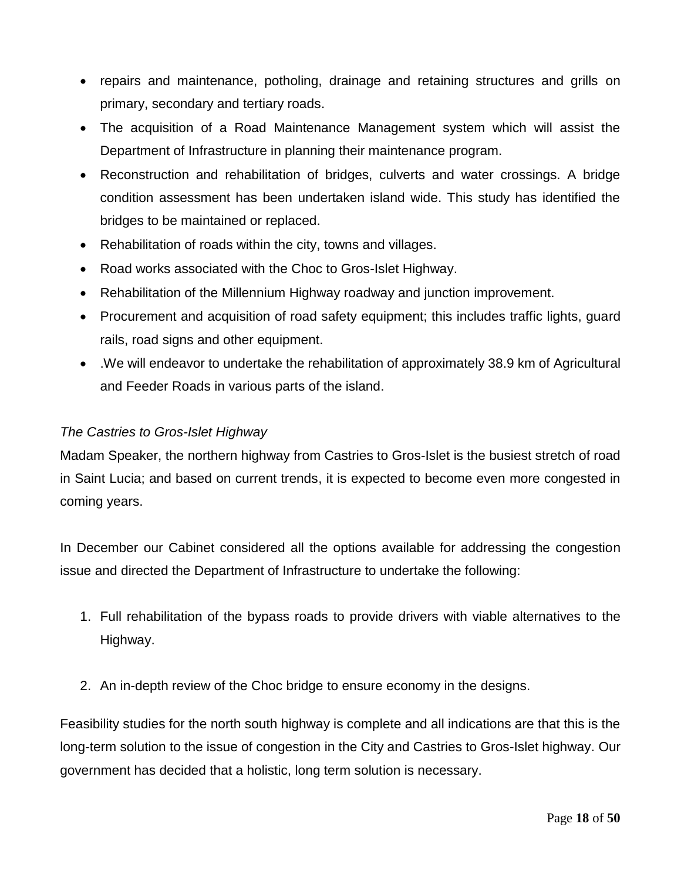- repairs and maintenance, potholing, drainage and retaining structures and grills on primary, secondary and tertiary roads.
- The acquisition of a Road Maintenance Management system which will assist the Department of Infrastructure in planning their maintenance program.
- Reconstruction and rehabilitation of bridges, culverts and water crossings. A bridge condition assessment has been undertaken island wide. This study has identified the bridges to be maintained or replaced.
- Rehabilitation of roads within the city, towns and villages.
- Road works associated with the Choc to Gros-Islet Highway.
- Rehabilitation of the Millennium Highway roadway and junction improvement.
- Procurement and acquisition of road safety equipment; this includes traffic lights, guard rails, road signs and other equipment.
- .We will endeavor to undertake the rehabilitation of approximately 38.9 km of Agricultural and Feeder Roads in various parts of the island.

*The Castries to Gros-Islet Highway*

Madam Speaker, the northern highway from Castries to Gros-Islet is the busiest stretch of road in Saint Lucia; and based on current trends, it is expected to become even more congested in coming years.

In December our Cabinet considered all the options available for addressing the congestion issue and directed the Department of Infrastructure to undertake the following:

1. Full rehabilitation of the bypass roads to provide drivers with viable alternatives to the Highway.
2. An in-depth review of the Choc bridge to ensure economy in the designs.

Feasibility studies for the north south highway is complete and all indications are that this is the long-term solution to the issue of congestion in the City and Castries to Gros-Islet highway. Our government has decided that a holistic, long term solution is necessary.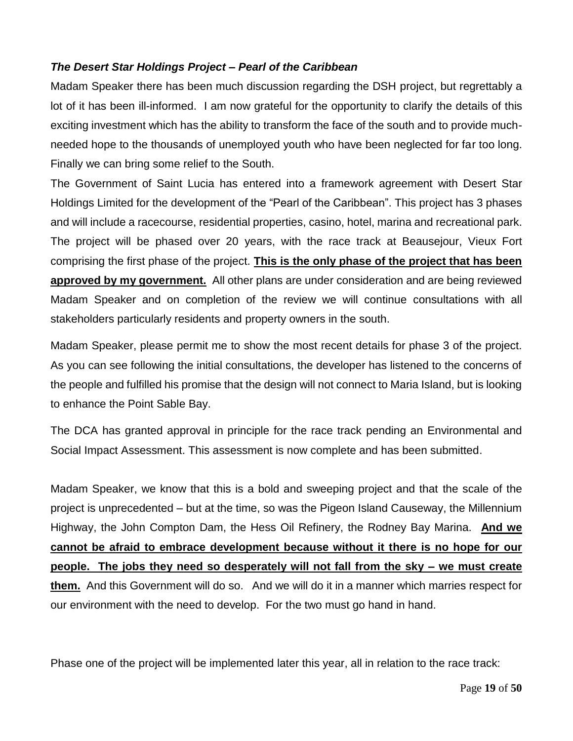***The Desert Star Holdings Project – Pearl of the Caribbean***

Madam Speaker there has been much discussion regarding the DSH project, but regrettably a lot of it has been ill-informed. I am now grateful for the opportunity to clarify the details of this exciting investment which has the ability to transform the face of the south and to provide much-needed hope to the thousands of unemployed youth who have been neglected for far too long. Finally we can bring some relief to the South.

The Government of Saint Lucia has entered into a framework agreement with Desert Star Holdings Limited for the development of the "Pearl of the Caribbean". This project has 3 phases and will include a racecourse, residential properties, casino, hotel, marina and recreational park. The project will be phased over 20 years, with the race track at Beausejour, Vieux Fort comprising the first phase of the project. **<u>This is the only phase of the project that has been approved by my government.</u>** All other plans are under consideration and are being reviewed Madam Speaker and on completion of the review we will continue consultations with all stakeholders particularly residents and property owners in the south.

Madam Speaker, please permit me to show the most recent details for phase 3 of the project. As you can see following the initial consultations, the developer has listened to the concerns of the people and fulfilled his promise that the design will not connect to Maria Island, but is looking to enhance the Point Sable Bay.

The DCA has granted approval in principle for the race track pending an Environmental and Social Impact Assessment. This assessment is now complete and has been submitted.

Madam Speaker, we know that this is a bold and sweeping project and that the scale of the project is unprecedented – but at the time, so was the Pigeon Island Causeway, the Millennium Highway, the John Compton Dam, the Hess Oil Refinery, the Rodney Bay Marina. **<u>And we cannot be afraid to embrace development because without it there is no hope for our people. The jobs they need so desperately will not fall from the sky – we must create them.</u>** And this Government will do so. And we will do it in a manner which marries respect for our environment with the need to develop. For the two must go hand in hand.

Phase one of the project will be implemented later this year, all in relation to the race track: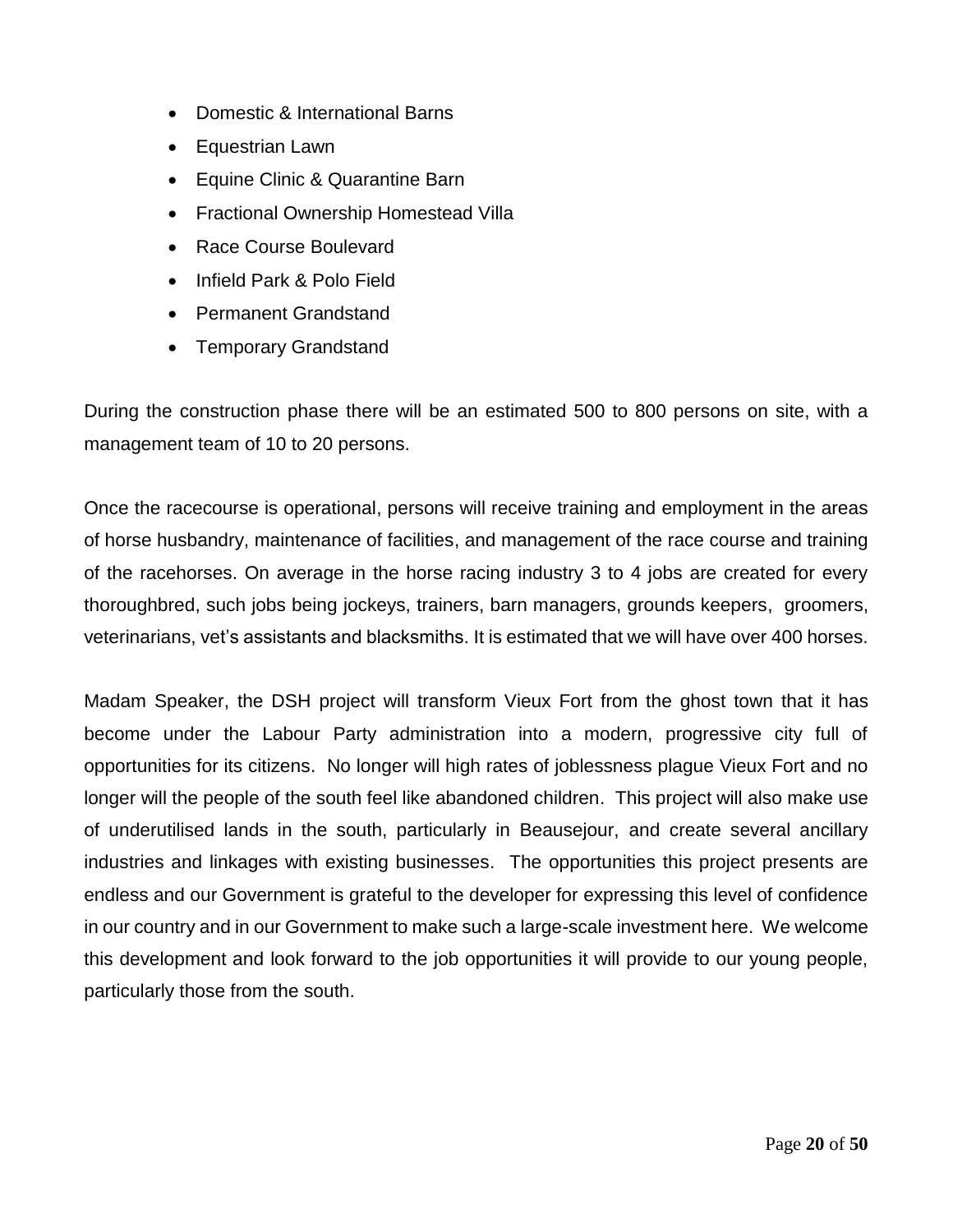- Domestic & International Barns
- Equestrian Lawn
- Equine Clinic & Quarantine Barn
- Fractional Ownership Homestead Villa
- Race Course Boulevard
- Infield Park & Polo Field
- Permanent Grandstand
- Temporary Grandstand

During the construction phase there will be an estimated 500 to 800 persons on site, with a management team of 10 to 20 persons.

Once the racecourse is operational, persons will receive training and employment in the areas of horse husbandry, maintenance of facilities, and management of the race course and training of the racehorses. On average in the horse racing industry 3 to 4 jobs are created for every thoroughbred, such jobs being jockeys, trainers, barn managers, grounds keepers, groomers, veterinarians, vet's assistants and blacksmiths. It is estimated that we will have over 400 horses.

Madam Speaker, the DSH project will transform Vieux Fort from the ghost town that it has become under the Labour Party administration into a modern, progressive city full of opportunities for its citizens. No longer will high rates of joblessness plague Vieux Fort and no longer will the people of the south feel like abandoned children. This project will also make use of underutilised lands in the south, particularly in Beausejour, and create several ancillary industries and linkages with existing businesses. The opportunities this project presents are endless and our Government is grateful to the developer for expressing this level of confidence in our country and in our Government to make such a large-scale investment here. We welcome this development and look forward to the job opportunities it will provide to our young people, particularly those from the south.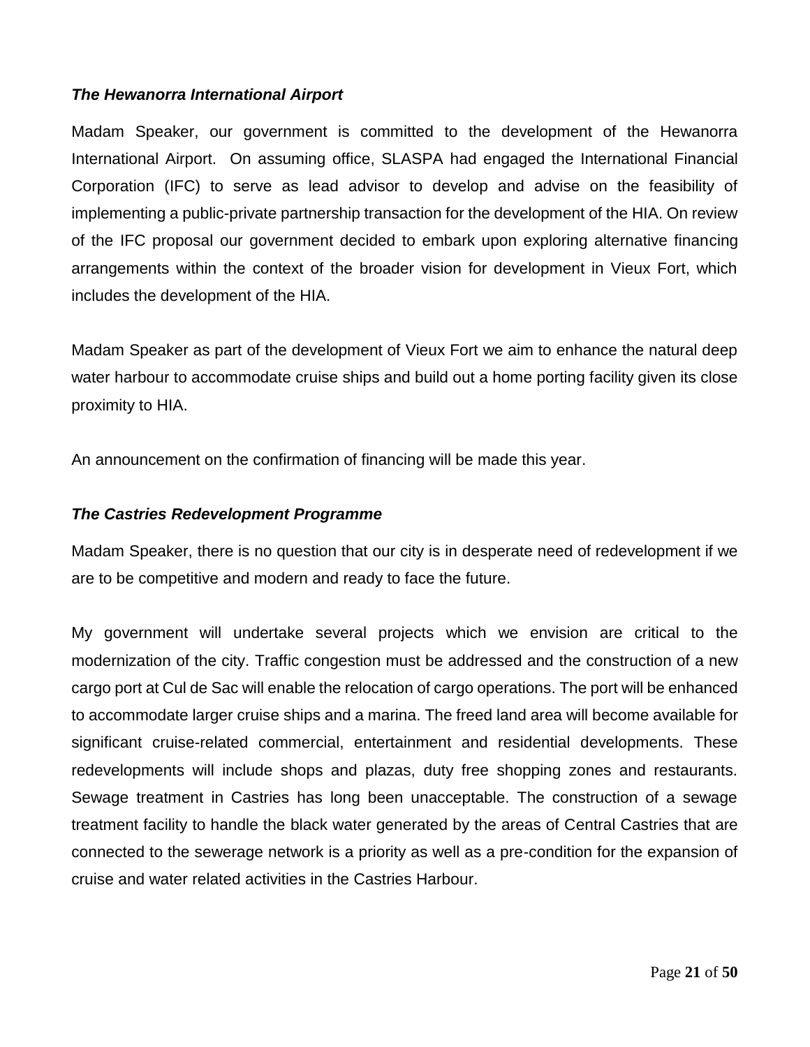### *The Hewanorra International Airport*

Madam Speaker, our government is committed to the development of the Hewanorra International Airport. On assuming office, SLASPA had engaged the International Financial Corporation (IFC) to serve as lead advisor to develop and advise on the feasibility of implementing a public-private partnership transaction for the development of the HIA. On review of the IFC proposal our government decided to embark upon exploring alternative financing arrangements within the context of the broader vision for development in Vieux Fort, which includes the development of the HIA.

Madam Speaker as part of the development of Vieux Fort we aim to enhance the natural deep water harbour to accommodate cruise ships and build out a home porting facility given its close proximity to HIA.

An announcement on the confirmation of financing will be made this year.

### *The Castries Redevelopment Programme*

Madam Speaker, there is no question that our city is in desperate need of redevelopment if we are to be competitive and modern and ready to face the future.

My government will undertake several projects which we envision are critical to the modernization of the city. Traffic congestion must be addressed and the construction of a new cargo port at Cul de Sac will enable the relocation of cargo operations. The port will be enhanced to accommodate larger cruise ships and a marina. The freed land area will become available for significant cruise-related commercial, entertainment and residential developments. These redevelopments will include shops and plazas, duty free shopping zones and restaurants. Sewage treatment in Castries has long been unacceptable. The construction of a sewage treatment facility to handle the black water generated by the areas of Central Castries that are connected to the sewerage network is a priority as well as a pre-condition for the expansion of cruise and water related activities in the Castries Harbour.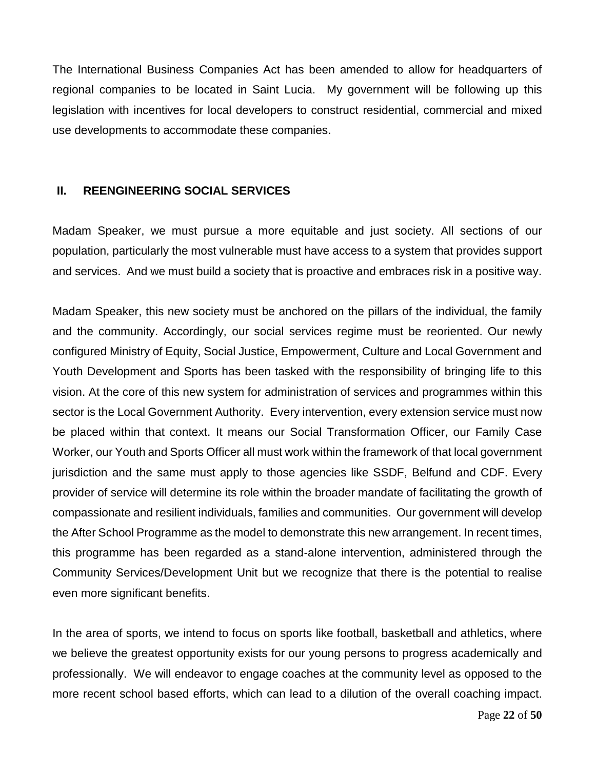The International Business Companies Act has been amended to allow for headquarters of regional companies to be located in Saint Lucia. My government will be following up this legislation with incentives for local developers to construct residential, commercial and mixed use developments to accommodate these companies.

## II. REENGINEERING SOCIAL SERVICES

Madam Speaker, we must pursue a more equitable and just society. All sections of our population, particularly the most vulnerable must have access to a system that provides support and services. And we must build a society that is proactive and embraces risk in a positive way.

Madam Speaker, this new society must be anchored on the pillars of the individual, the family and the community. Accordingly, our social services regime must be reoriented. Our newly configured Ministry of Equity, Social Justice, Empowerment, Culture and Local Government and Youth Development and Sports has been tasked with the responsibility of bringing life to this vision. At the core of this new system for administration of services and programmes within this sector is the Local Government Authority. Every intervention, every extension service must now be placed within that context. It means our Social Transformation Officer, our Family Case Worker, our Youth and Sports Officer all must work within the framework of that local government jurisdiction and the same must apply to those agencies like SSDF, Belfund and CDF. Every provider of service will determine its role within the broader mandate of facilitating the growth of compassionate and resilient individuals, families and communities. Our government will develop the After School Programme as the model to demonstrate this new arrangement. In recent times, this programme has been regarded as a stand-alone intervention, administered through the Community Services/Development Unit but we recognize that there is the potential to realise even more significant benefits.

In the area of sports, we intend to focus on sports like football, basketball and athletics, where we believe the greatest opportunity exists for our young persons to progress academically and professionally. We will endeavor to engage coaches at the community level as opposed to the more recent school based efforts, which can lead to a dilution of the overall coaching impact.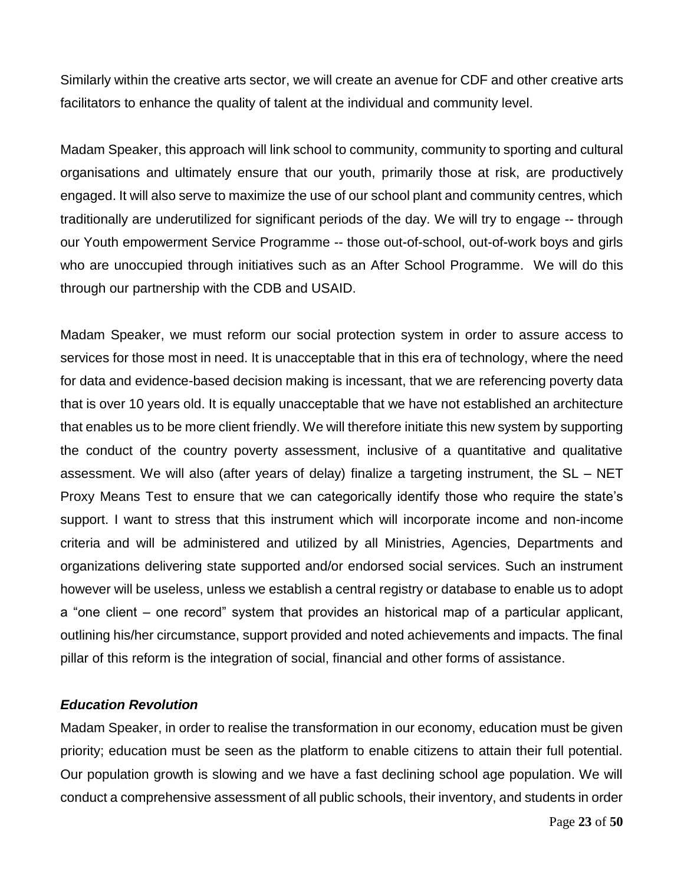Similarly within the creative arts sector, we will create an avenue for CDF and other creative arts facilitators to enhance the quality of talent at the individual and community level.

Madam Speaker, this approach will link school to community, community to sporting and cultural organisations and ultimately ensure that our youth, primarily those at risk, are productively engaged. It will also serve to maximize the use of our school plant and community centres, which traditionally are underutilized for significant periods of the day. We will try to engage -- through our Youth empowerment Service Programme -- those out-of-school, out-of-work boys and girls who are unoccupied through initiatives such as an After School Programme. We will do this through our partnership with the CDB and USAID.

Madam Speaker, we must reform our social protection system in order to assure access to services for those most in need. It is unacceptable that in this era of technology, where the need for data and evidence-based decision making is incessant, that we are referencing poverty data that is over 10 years old. It is equally unacceptable that we have not established an architecture that enables us to be more client friendly. We will therefore initiate this new system by supporting the conduct of the country poverty assessment, inclusive of a quantitative and qualitative assessment. We will also (after years of delay) finalize a targeting instrument, the SL – NET Proxy Means Test to ensure that we can categorically identify those who require the state's support. I want to stress that this instrument which will incorporate income and non-income criteria and will be administered and utilized by all Ministries, Agencies, Departments and organizations delivering state supported and/or endorsed social services. Such an instrument however will be useless, unless we establish a central registry or database to enable us to adopt a "one client – one record" system that provides an historical map of a particular applicant, outlining his/her circumstance, support provided and noted achievements and impacts. The final pillar of this reform is the integration of social, financial and other forms of assistance.

***Education Revolution***

Madam Speaker, in order to realise the transformation in our economy, education must be given priority; education must be seen as the platform to enable citizens to attain their full potential. Our population growth is slowing and we have a fast declining school age population. We will conduct a comprehensive assessment of all public schools, their inventory, and students in order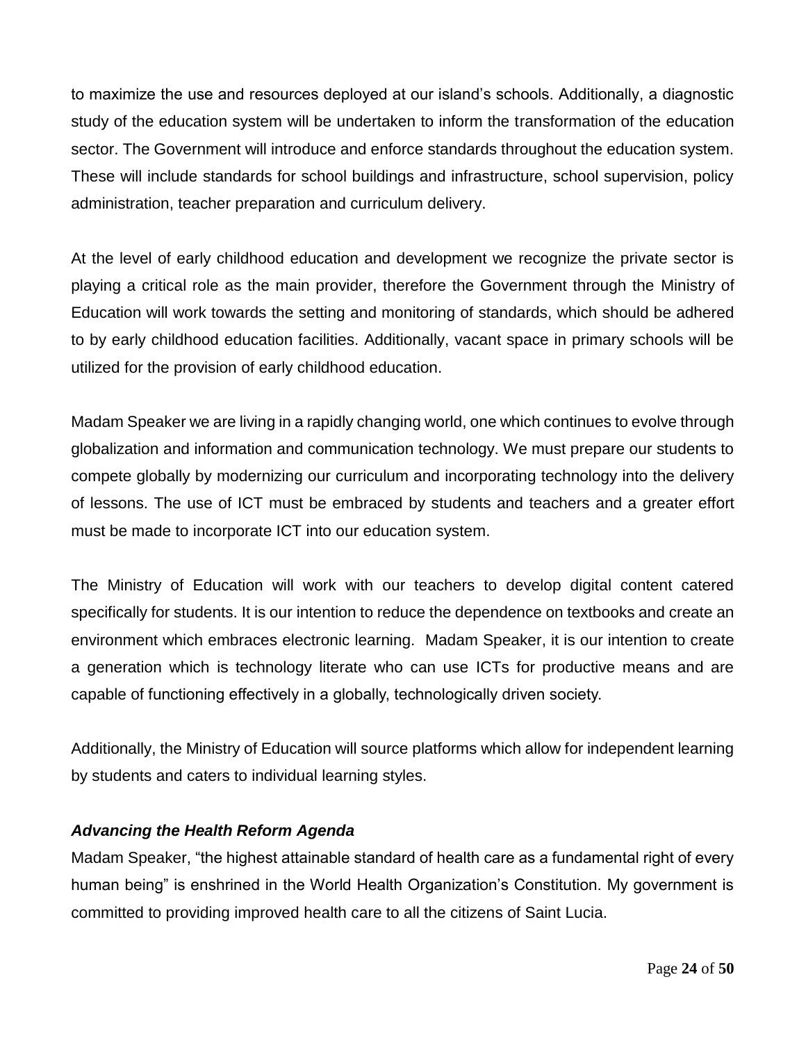to maximize the use and resources deployed at our island's schools. Additionally, a diagnostic study of the education system will be undertaken to inform the transformation of the education sector. The Government will introduce and enforce standards throughout the education system. These will include standards for school buildings and infrastructure, school supervision, policy administration, teacher preparation and curriculum delivery.

At the level of early childhood education and development we recognize the private sector is playing a critical role as the main provider, therefore the Government through the Ministry of Education will work towards the setting and monitoring of standards, which should be adhered to by early childhood education facilities. Additionally, vacant space in primary schools will be utilized for the provision of early childhood education.

Madam Speaker we are living in a rapidly changing world, one which continues to evolve through globalization and information and communication technology. We must prepare our students to compete globally by modernizing our curriculum and incorporating technology into the delivery of lessons. The use of ICT must be embraced by students and teachers and a greater effort must be made to incorporate ICT into our education system.

The Ministry of Education will work with our teachers to develop digital content catered specifically for students. It is our intention to reduce the dependence on textbooks and create an environment which embraces electronic learning. Madam Speaker, it is our intention to create a generation which is technology literate who can use ICTs for productive means and are capable of functioning effectively in a globally, technologically driven society.

Additionally, the Ministry of Education will source platforms which allow for independent learning by students and caters to individual learning styles.

***Advancing the Health Reform Agenda***

Madam Speaker, "the highest attainable standard of health care as a fundamental right of every human being" is enshrined in the World Health Organization's Constitution. My government is committed to providing improved health care to all the citizens of Saint Lucia.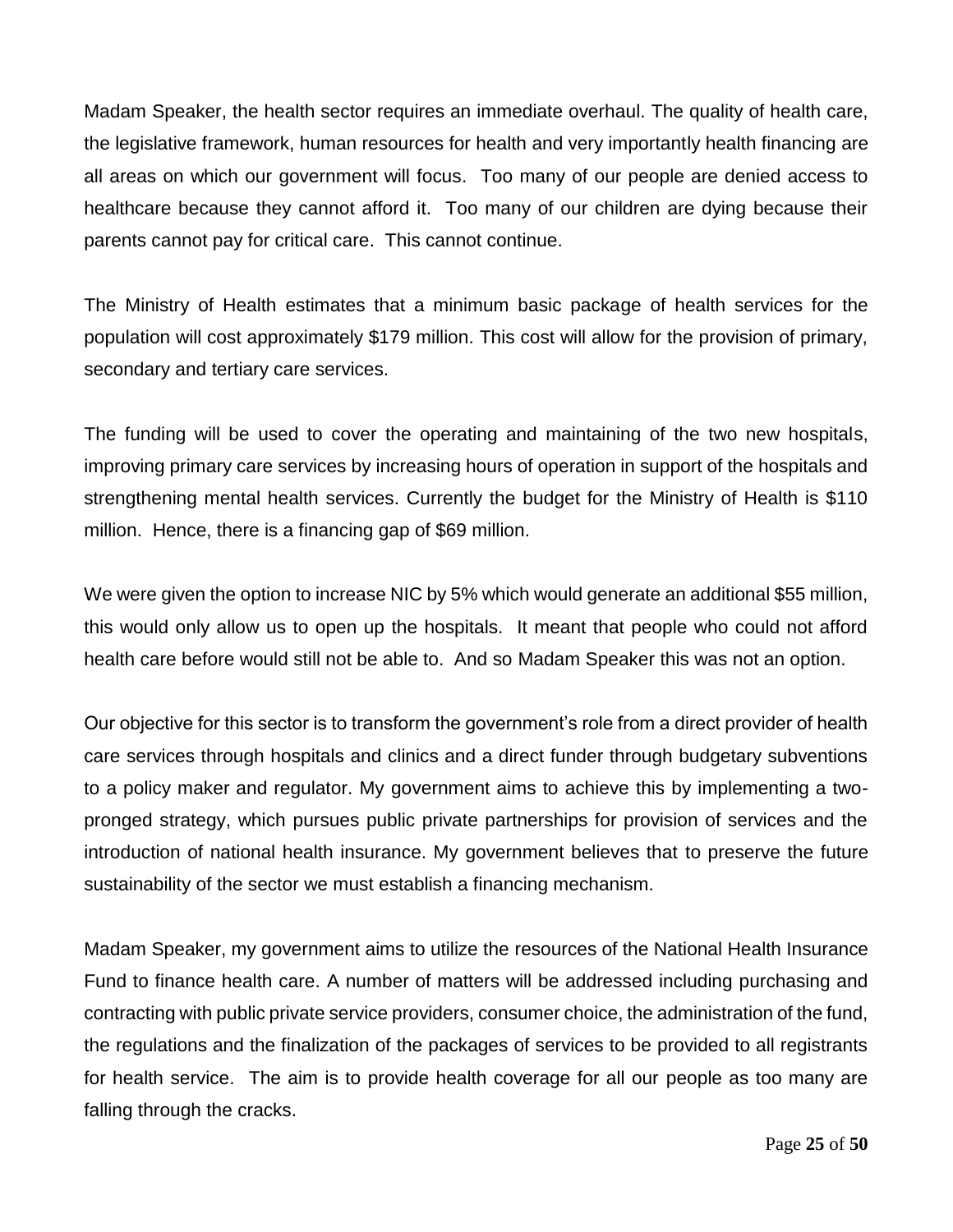Madam Speaker, the health sector requires an immediate overhaul. The quality of health care, the legislative framework, human resources for health and very importantly health financing are all areas on which our government will focus. Too many of our people are denied access to healthcare because they cannot afford it. Too many of our children are dying because their parents cannot pay for critical care. This cannot continue.

The Ministry of Health estimates that a minimum basic package of health services for the population will cost approximately $179 million. This cost will allow for the provision of primary, secondary and tertiary care services.

The funding will be used to cover the operating and maintaining of the two new hospitals, improving primary care services by increasing hours of operation in support of the hospitals and strengthening mental health services. Currently the budget for the Ministry of Health is $110 million. Hence, there is a financing gap of $69 million.

We were given the option to increase NIC by 5% which would generate an additional $55 million, this would only allow us to open up the hospitals. It meant that people who could not afford health care before would still not be able to. And so Madam Speaker this was not an option.

Our objective for this sector is to transform the government's role from a direct provider of health care services through hospitals and clinics and a direct funder through budgetary subventions to a policy maker and regulator. My government aims to achieve this by implementing a two-pronged strategy, which pursues public private partnerships for provision of services and the introduction of national health insurance. My government believes that to preserve the future sustainability of the sector we must establish a financing mechanism.

Madam Speaker, my government aims to utilize the resources of the National Health Insurance Fund to finance health care. A number of matters will be addressed including purchasing and contracting with public private service providers, consumer choice, the administration of the fund, the regulations and the finalization of the packages of services to be provided to all registrants for health service. The aim is to provide health coverage for all our people as too many are falling through the cracks.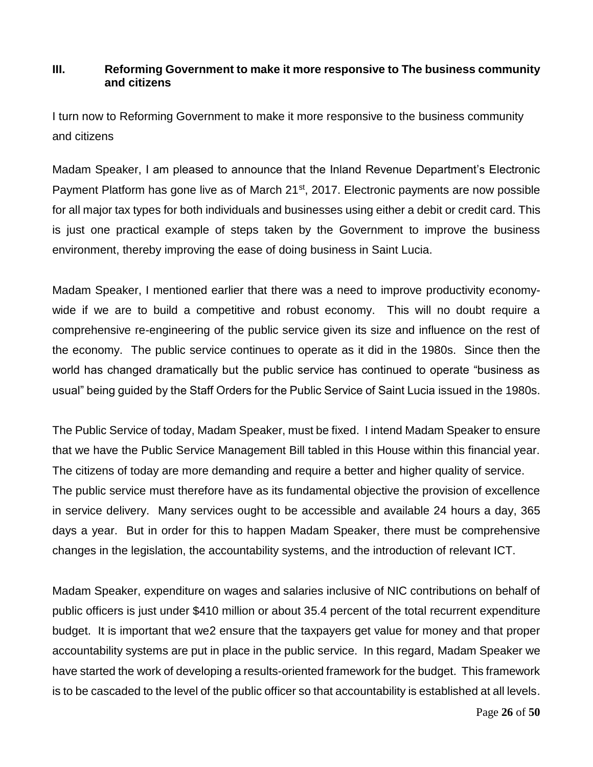### III. Reforming Government to make it more responsive to The business community and citizens

I turn now to Reforming Government to make it more responsive to the business community and citizens

Madam Speaker, I am pleased to announce that the Inland Revenue Department's Electronic Payment Platform has gone live as of March 21st, 2017. Electronic payments are now possible for all major tax types for both individuals and businesses using either a debit or credit card. This is just one practical example of steps taken by the Government to improve the business environment, thereby improving the ease of doing business in Saint Lucia.

Madam Speaker, I mentioned earlier that there was a need to improve productivity economy-wide if we are to build a competitive and robust economy. This will no doubt require a comprehensive re-engineering of the public service given its size and influence on the rest of the economy. The public service continues to operate as it did in the 1980s. Since then the world has changed dramatically but the public service has continued to operate "business as usual" being guided by the Staff Orders for the Public Service of Saint Lucia issued in the 1980s.

The Public Service of today, Madam Speaker, must be fixed. I intend Madam Speaker to ensure that we have the Public Service Management Bill tabled in this House within this financial year. The citizens of today are more demanding and require a better and higher quality of service. The public service must therefore have as its fundamental objective the provision of excellence in service delivery. Many services ought to be accessible and available 24 hours a day, 365 days a year. But in order for this to happen Madam Speaker, there must be comprehensive changes in the legislation, the accountability systems, and the introduction of relevant ICT.

Madam Speaker, expenditure on wages and salaries inclusive of NIC contributions on behalf of public officers is just under $410 million or about 35.4 percent of the total recurrent expenditure budget. It is important that we2 ensure that the taxpayers get value for money and that proper accountability systems are put in place in the public service. In this regard, Madam Speaker we have started the work of developing a results-oriented framework for the budget. This framework is to be cascaded to the level of the public officer so that accountability is established at all levels.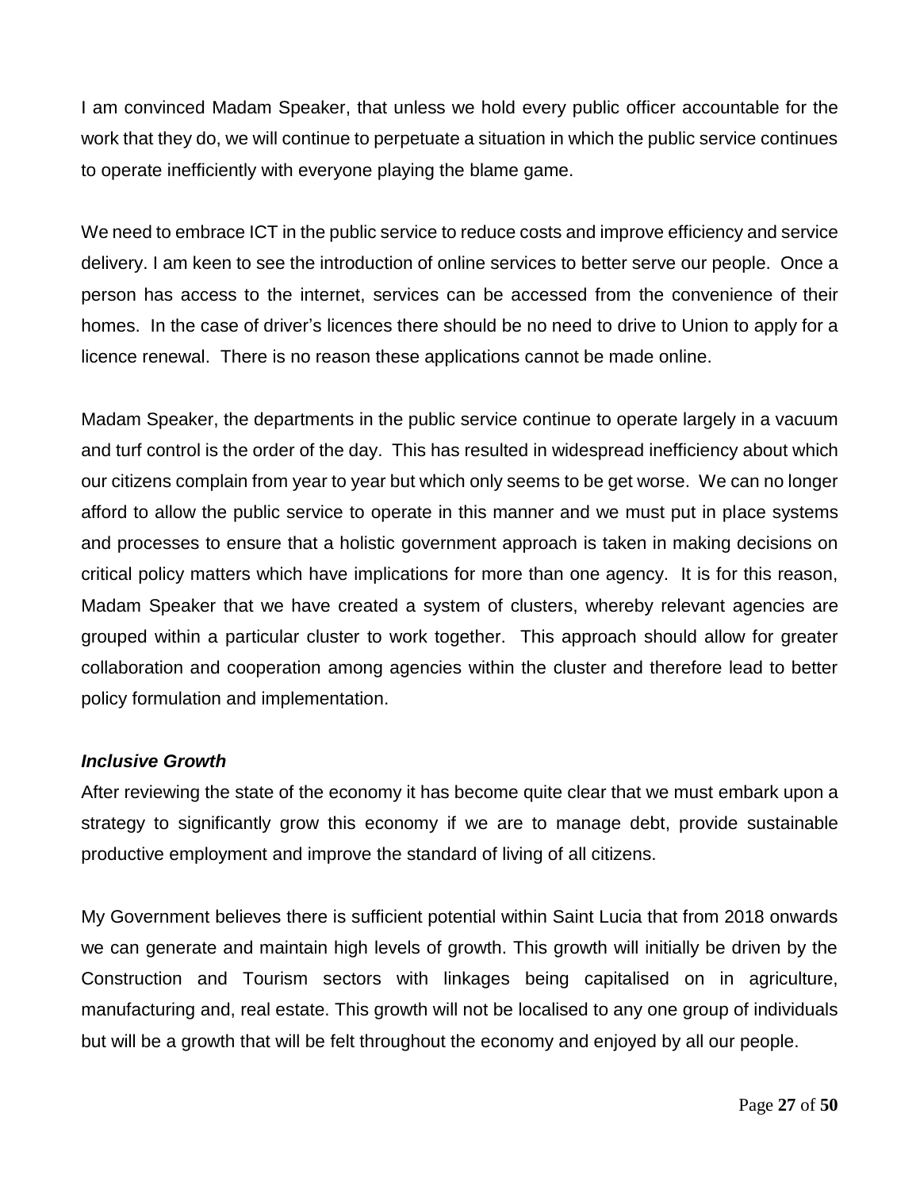I am convinced Madam Speaker, that unless we hold every public officer accountable for the work that they do, we will continue to perpetuate a situation in which the public service continues to operate inefficiently with everyone playing the blame game.

We need to embrace ICT in the public service to reduce costs and improve efficiency and service delivery. I am keen to see the introduction of online services to better serve our people. Once a person has access to the internet, services can be accessed from the convenience of their homes. In the case of driver's licences there should be no need to drive to Union to apply for a licence renewal. There is no reason these applications cannot be made online.

Madam Speaker, the departments in the public service continue to operate largely in a vacuum and turf control is the order of the day. This has resulted in widespread inefficiency about which our citizens complain from year to year but which only seems to be get worse. We can no longer afford to allow the public service to operate in this manner and we must put in place systems and processes to ensure that a holistic government approach is taken in making decisions on critical policy matters which have implications for more than one agency. It is for this reason, Madam Speaker that we have created a system of clusters, whereby relevant agencies are grouped within a particular cluster to work together. This approach should allow for greater collaboration and cooperation among agencies within the cluster and therefore lead to better policy formulation and implementation.

### *Inclusive Growth*

After reviewing the state of the economy it has become quite clear that we must embark upon a strategy to significantly grow this economy if we are to manage debt, provide sustainable productive employment and improve the standard of living of all citizens.

My Government believes there is sufficient potential within Saint Lucia that from 2018 onwards we can generate and maintain high levels of growth. This growth will initially be driven by the Construction and Tourism sectors with linkages being capitalised on in agriculture, manufacturing and, real estate. This growth will not be localised to any one group of individuals but will be a growth that will be felt throughout the economy and enjoyed by all our people.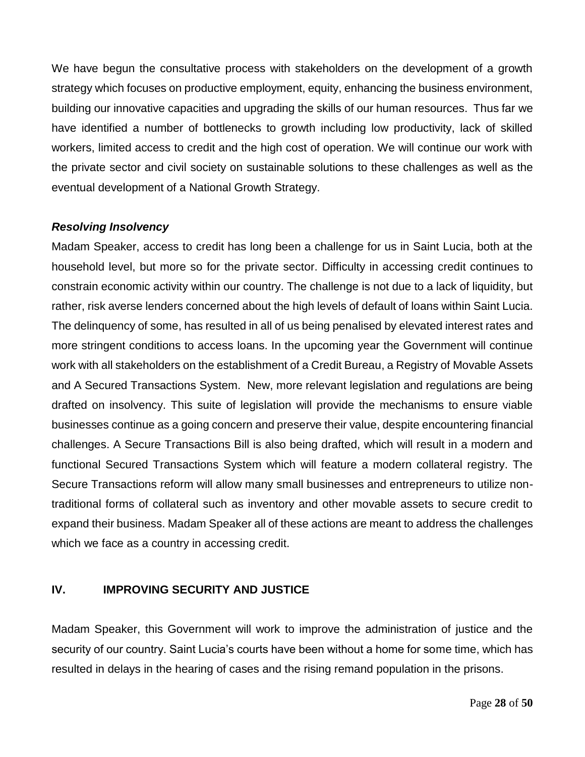We have begun the consultative process with stakeholders on the development of a growth strategy which focuses on productive employment, equity, enhancing the business environment, building our innovative capacities and upgrading the skills of our human resources. Thus far we have identified a number of bottlenecks to growth including low productivity, lack of skilled workers, limited access to credit and the high cost of operation. We will continue our work with the private sector and civil society on sustainable solutions to these challenges as well as the eventual development of a National Growth Strategy.

***Resolving Insolvency***

Madam Speaker, access to credit has long been a challenge for us in Saint Lucia, both at the household level, but more so for the private sector. Difficulty in accessing credit continues to constrain economic activity within our country. The challenge is not due to a lack of liquidity, but rather, risk averse lenders concerned about the high levels of default of loans within Saint Lucia. The delinquency of some, has resulted in all of us being penalised by elevated interest rates and more stringent conditions to access loans. In the upcoming year the Government will continue work with all stakeholders on the establishment of a Credit Bureau, a Registry of Movable Assets and A Secured Transactions System. New, more relevant legislation and regulations are being drafted on insolvency. This suite of legislation will provide the mechanisms to ensure viable businesses continue as a going concern and preserve their value, despite encountering financial challenges. A Secure Transactions Bill is also being drafted, which will result in a modern and functional Secured Transactions System which will feature a modern collateral registry. The Secure Transactions reform will allow many small businesses and entrepreneurs to utilize non-traditional forms of collateral such as inventory and other movable assets to secure credit to expand their business. Madam Speaker all of these actions are meant to address the challenges which we face as a country in accessing credit.

## IV. IMPROVING SECURITY AND JUSTICE

Madam Speaker, this Government will work to improve the administration of justice and the security of our country. Saint Lucia's courts have been without a home for some time, which has resulted in delays in the hearing of cases and the rising remand population in the prisons.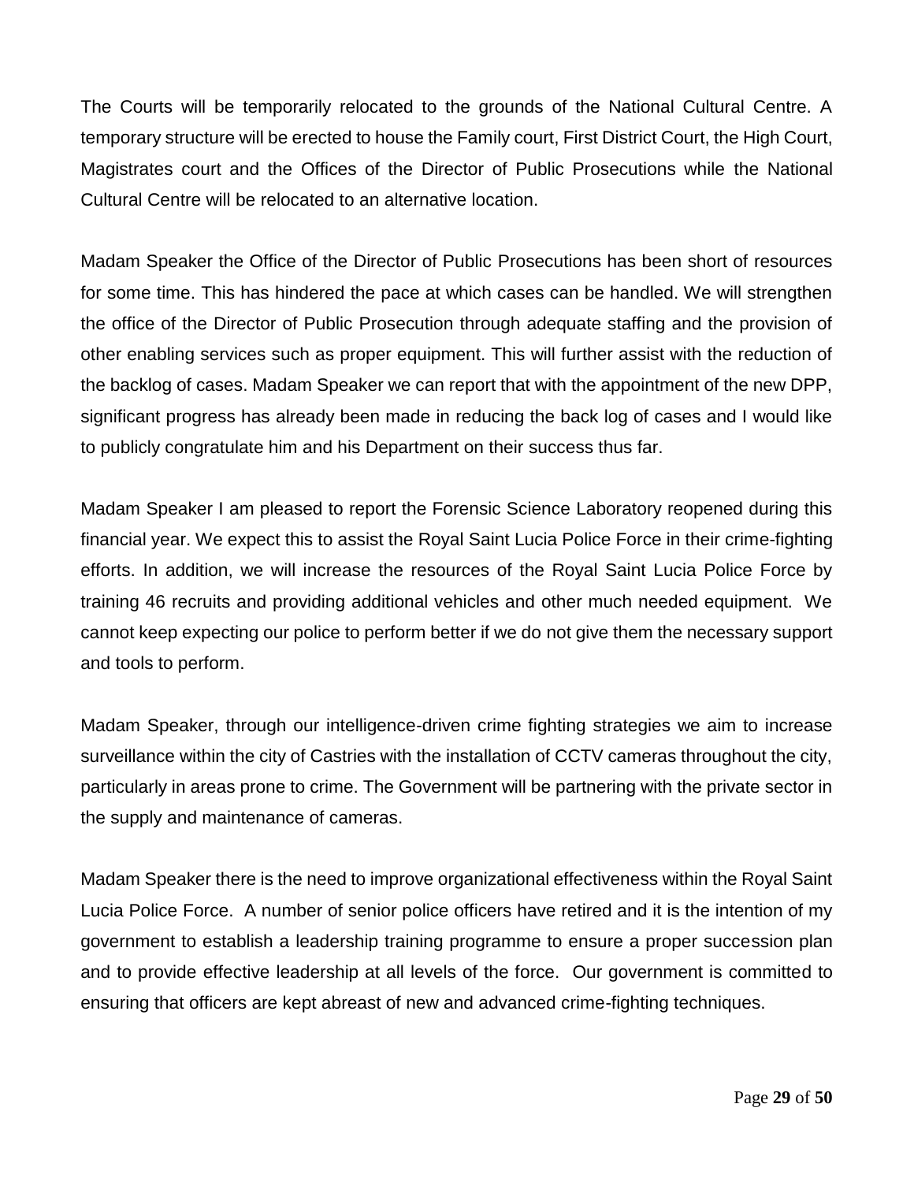The Courts will be temporarily relocated to the grounds of the National Cultural Centre. A temporary structure will be erected to house the Family court, First District Court, the High Court, Magistrates court and the Offices of the Director of Public Prosecutions while the National Cultural Centre will be relocated to an alternative location.

Madam Speaker the Office of the Director of Public Prosecutions has been short of resources for some time. This has hindered the pace at which cases can be handled. We will strengthen the office of the Director of Public Prosecution through adequate staffing and the provision of other enabling services such as proper equipment. This will further assist with the reduction of the backlog of cases. Madam Speaker we can report that with the appointment of the new DPP, significant progress has already been made in reducing the back log of cases and I would like to publicly congratulate him and his Department on their success thus far.

Madam Speaker I am pleased to report the Forensic Science Laboratory reopened during this financial year. We expect this to assist the Royal Saint Lucia Police Force in their crime-fighting efforts. In addition, we will increase the resources of the Royal Saint Lucia Police Force by training 46 recruits and providing additional vehicles and other much needed equipment. We cannot keep expecting our police to perform better if we do not give them the necessary support and tools to perform.

Madam Speaker, through our intelligence-driven crime fighting strategies we aim to increase surveillance within the city of Castries with the installation of CCTV cameras throughout the city, particularly in areas prone to crime. The Government will be partnering with the private sector in the supply and maintenance of cameras.

Madam Speaker there is the need to improve organizational effectiveness within the Royal Saint Lucia Police Force. A number of senior police officers have retired and it is the intention of my government to establish a leadership training programme to ensure a proper succession plan and to provide effective leadership at all levels of the force. Our government is committed to ensuring that officers are kept abreast of new and advanced crime-fighting techniques.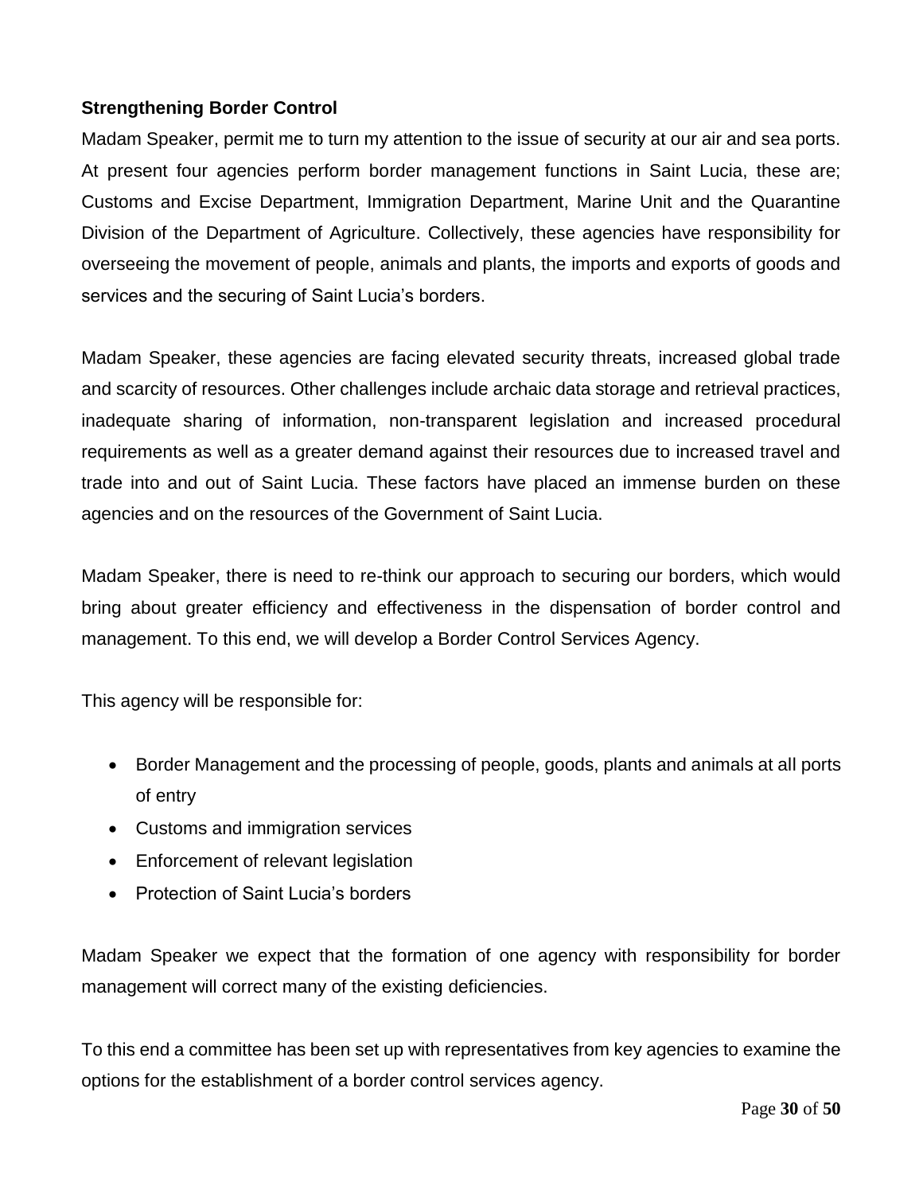**Strengthening Border Control**

Madam Speaker, permit me to turn my attention to the issue of security at our air and sea ports. At present four agencies perform border management functions in Saint Lucia, these are; Customs and Excise Department, Immigration Department, Marine Unit and the Quarantine Division of the Department of Agriculture. Collectively, these agencies have responsibility for overseeing the movement of people, animals and plants, the imports and exports of goods and services and the securing of Saint Lucia's borders.

Madam Speaker, these agencies are facing elevated security threats, increased global trade and scarcity of resources. Other challenges include archaic data storage and retrieval practices, inadequate sharing of information, non-transparent legislation and increased procedural requirements as well as a greater demand against their resources due to increased travel and trade into and out of Saint Lucia. These factors have placed an immense burden on these agencies and on the resources of the Government of Saint Lucia.

Madam Speaker, there is need to re-think our approach to securing our borders, which would bring about greater efficiency and effectiveness in the dispensation of border control and management. To this end, we will develop a Border Control Services Agency.

This agency will be responsible for:

- Border Management and the processing of people, goods, plants and animals at all ports of entry
- Customs and immigration services
- Enforcement of relevant legislation
- Protection of Saint Lucia's borders

Madam Speaker we expect that the formation of one agency with responsibility for border management will correct many of the existing deficiencies.

To this end a committee has been set up with representatives from key agencies to examine the options for the establishment of a border control services agency.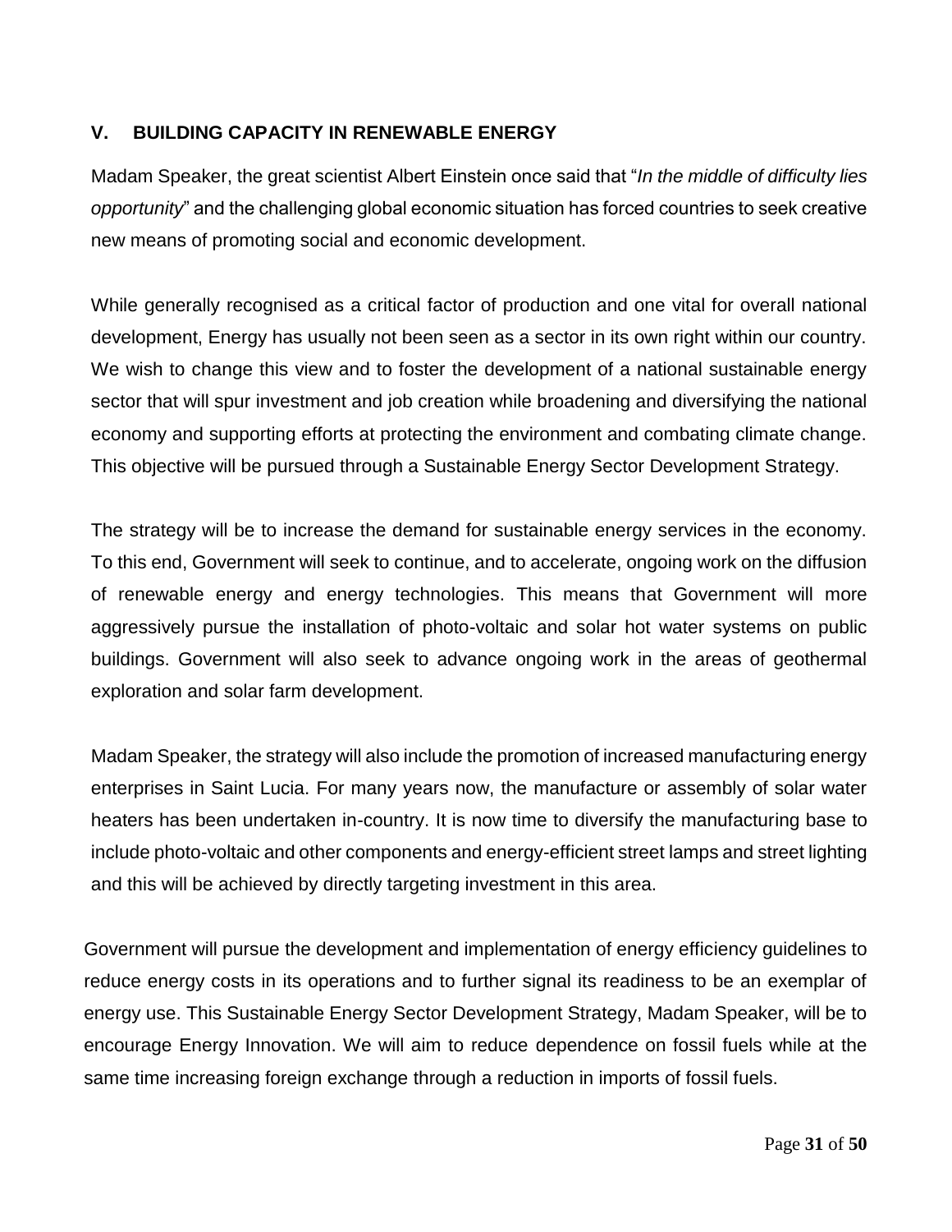## V. BUILDING CAPACITY IN RENEWABLE ENERGY

Madam Speaker, the great scientist Albert Einstein once said that "*In the middle of difficulty lies opportunity*" and the challenging global economic situation has forced countries to seek creative new means of promoting social and economic development.

While generally recognised as a critical factor of production and one vital for overall national development, Energy has usually not been seen as a sector in its own right within our country. We wish to change this view and to foster the development of a national sustainable energy sector that will spur investment and job creation while broadening and diversifying the national economy and supporting efforts at protecting the environment and combating climate change. This objective will be pursued through a Sustainable Energy Sector Development Strategy.

The strategy will be to increase the demand for sustainable energy services in the economy. To this end, Government will seek to continue, and to accelerate, ongoing work on the diffusion of renewable energy and energy technologies. This means that Government will more aggressively pursue the installation of photo-voltaic and solar hot water systems on public buildings. Government will also seek to advance ongoing work in the areas of geothermal exploration and solar farm development.

Madam Speaker, the strategy will also include the promotion of increased manufacturing energy enterprises in Saint Lucia. For many years now, the manufacture or assembly of solar water heaters has been undertaken in-country. It is now time to diversify the manufacturing base to include photo-voltaic and other components and energy-efficient street lamps and street lighting and this will be achieved by directly targeting investment in this area.

Government will pursue the development and implementation of energy efficiency guidelines to reduce energy costs in its operations and to further signal its readiness to be an exemplar of energy use. This Sustainable Energy Sector Development Strategy, Madam Speaker, will be to encourage Energy Innovation. We will aim to reduce dependence on fossil fuels while at the same time increasing foreign exchange through a reduction in imports of fossil fuels.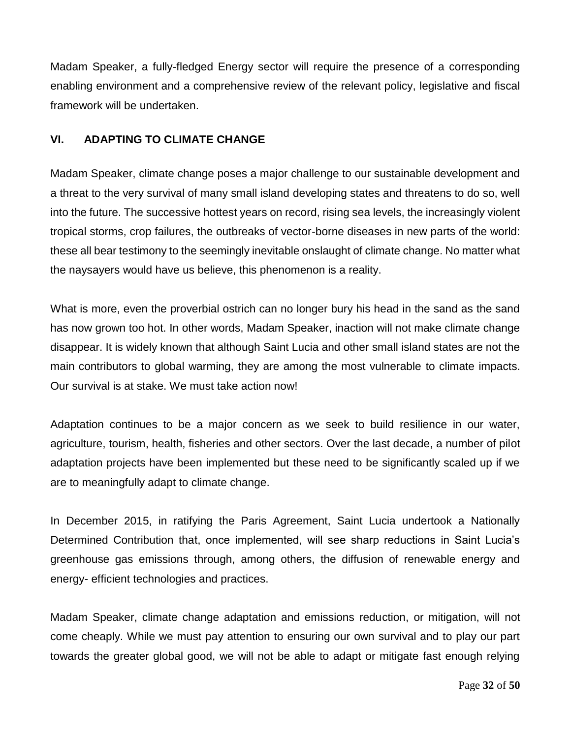Madam Speaker, a fully-fledged Energy sector will require the presence of a corresponding enabling environment and a comprehensive review of the relevant policy, legislative and fiscal framework will be undertaken.

## VI. ADAPTING TO CLIMATE CHANGE

Madam Speaker, climate change poses a major challenge to our sustainable development and a threat to the very survival of many small island developing states and threatens to do so, well into the future. The successive hottest years on record, rising sea levels, the increasingly violent tropical storms, crop failures, the outbreaks of vector-borne diseases in new parts of the world: these all bear testimony to the seemingly inevitable onslaught of climate change. No matter what the naysayers would have us believe, this phenomenon is a reality.

What is more, even the proverbial ostrich can no longer bury his head in the sand as the sand has now grown too hot. In other words, Madam Speaker, inaction will not make climate change disappear. It is widely known that although Saint Lucia and other small island states are not the main contributors to global warming, they are among the most vulnerable to climate impacts. Our survival is at stake. We must take action now!

Adaptation continues to be a major concern as we seek to build resilience in our water, agriculture, tourism, health, fisheries and other sectors. Over the last decade, a number of pilot adaptation projects have been implemented but these need to be significantly scaled up if we are to meaningfully adapt to climate change.

In December 2015, in ratifying the Paris Agreement, Saint Lucia undertook a Nationally Determined Contribution that, once implemented, will see sharp reductions in Saint Lucia's greenhouse gas emissions through, among others, the diffusion of renewable energy and energy- efficient technologies and practices.

Madam Speaker, climate change adaptation and emissions reduction, or mitigation, will not come cheaply. While we must pay attention to ensuring our own survival and to play our part towards the greater global good, we will not be able to adapt or mitigate fast enough relying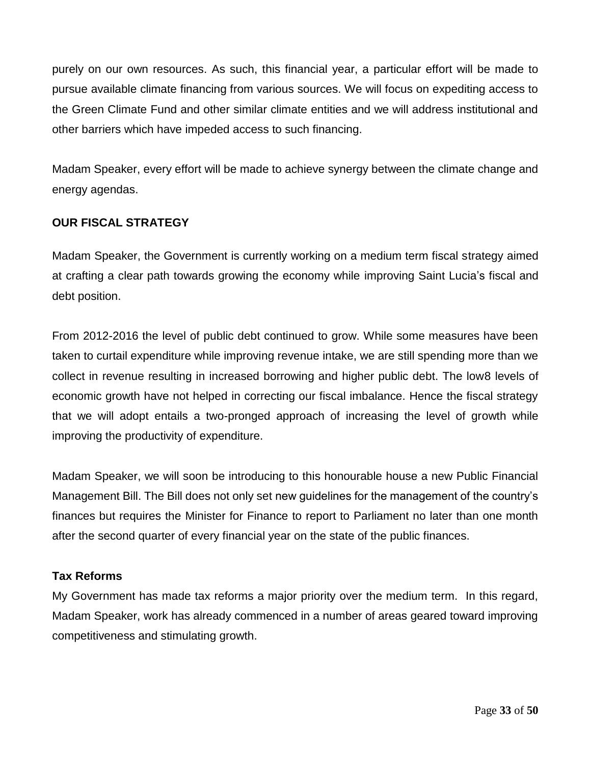purely on our own resources. As such, this financial year, a particular effort will be made to pursue available climate financing from various sources. We will focus on expediting access to the Green Climate Fund and other similar climate entities and we will address institutional and other barriers which have impeded access to such financing.

Madam Speaker, every effort will be made to achieve synergy between the climate change and energy agendas.

## OUR FISCAL STRATEGY

Madam Speaker, the Government is currently working on a medium term fiscal strategy aimed at crafting a clear path towards growing the economy while improving Saint Lucia's fiscal and debt position.

From 2012-2016 the level of public debt continued to grow. While some measures have been taken to curtail expenditure while improving revenue intake, we are still spending more than we collect in revenue resulting in increased borrowing and higher public debt. The low8 levels of economic growth have not helped in correcting our fiscal imbalance. Hence the fiscal strategy that we will adopt entails a two-pronged approach of increasing the level of growth while improving the productivity of expenditure.

Madam Speaker, we will soon be introducing to this honourable house a new Public Financial Management Bill. The Bill does not only set new guidelines for the management of the country's finances but requires the Minister for Finance to report to Parliament no later than one month after the second quarter of every financial year on the state of the public finances.

### Tax Reforms

My Government has made tax reforms a major priority over the medium term. In this regard, Madam Speaker, work has already commenced in a number of areas geared toward improving competitiveness and stimulating growth.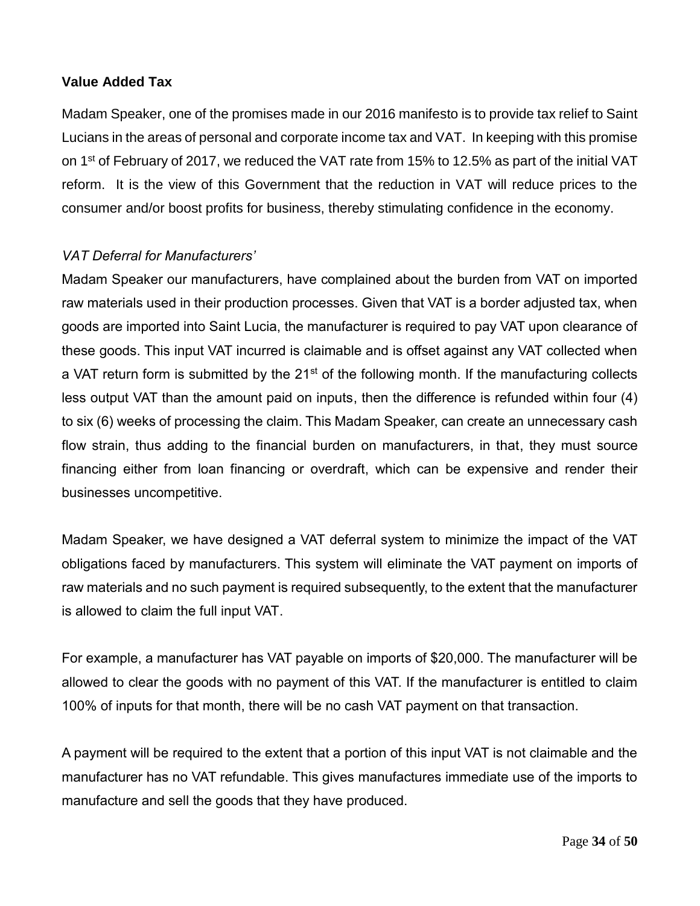**Value Added Tax**

Madam Speaker, one of the promises made in our 2016 manifesto is to provide tax relief to Saint Lucians in the areas of personal and corporate income tax and VAT. In keeping with this promise on 1st of February of 2017, we reduced the VAT rate from 15% to 12.5% as part of the initial VAT reform. It is the view of this Government that the reduction in VAT will reduce prices to the consumer and/or boost profits for business, thereby stimulating confidence in the economy.

*VAT Deferral for Manufacturers'*

Madam Speaker our manufacturers, have complained about the burden from VAT on imported raw materials used in their production processes. Given that VAT is a border adjusted tax, when goods are imported into Saint Lucia, the manufacturer is required to pay VAT upon clearance of these goods. This input VAT incurred is claimable and is offset against any VAT collected when a VAT return form is submitted by the 21st of the following month. If the manufacturing collects less output VAT than the amount paid on inputs, then the difference is refunded within four (4) to six (6) weeks of processing the claim. This Madam Speaker, can create an unnecessary cash flow strain, thus adding to the financial burden on manufacturers, in that, they must source financing either from loan financing or overdraft, which can be expensive and render their businesses uncompetitive.

Madam Speaker, we have designed a VAT deferral system to minimize the impact of the VAT obligations faced by manufacturers. This system will eliminate the VAT payment on imports of raw materials and no such payment is required subsequently, to the extent that the manufacturer is allowed to claim the full input VAT.

For example, a manufacturer has VAT payable on imports of $20,000. The manufacturer will be allowed to clear the goods with no payment of this VAT. If the manufacturer is entitled to claim 100% of inputs for that month, there will be no cash VAT payment on that transaction.

A payment will be required to the extent that a portion of this input VAT is not claimable and the manufacturer has no VAT refundable. This gives manufactures immediate use of the imports to manufacture and sell the goods that they have produced.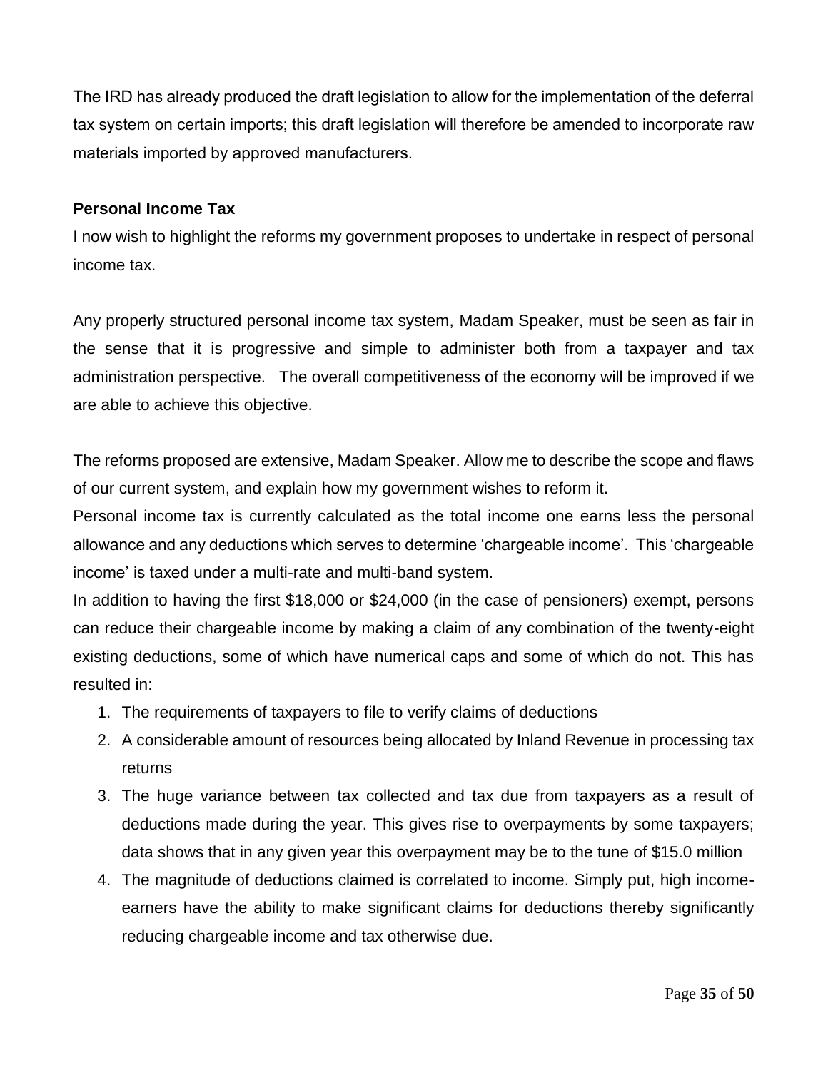The IRD has already produced the draft legislation to allow for the implementation of the deferral tax system on certain imports; this draft legislation will therefore be amended to incorporate raw materials imported by approved manufacturers.

**Personal Income Tax**

I now wish to highlight the reforms my government proposes to undertake in respect of personal income tax.

Any properly structured personal income tax system, Madam Speaker, must be seen as fair in the sense that it is progressive and simple to administer both from a taxpayer and tax administration perspective. The overall competitiveness of the economy will be improved if we are able to achieve this objective.

The reforms proposed are extensive, Madam Speaker. Allow me to describe the scope and flaws of our current system, and explain how my government wishes to reform it.

Personal income tax is currently calculated as the total income one earns less the personal allowance and any deductions which serves to determine 'chargeable income'. This 'chargeable income' is taxed under a multi-rate and multi-band system.

In addition to having the first $18,000 or $24,000 (in the case of pensioners) exempt, persons can reduce their chargeable income by making a claim of any combination of the twenty-eight existing deductions, some of which have numerical caps and some of which do not. This has resulted in:

1. The requirements of taxpayers to file to verify claims of deductions
2. A considerable amount of resources being allocated by Inland Revenue in processing tax returns
3. The huge variance between tax collected and tax due from taxpayers as a result of deductions made during the year. This gives rise to overpayments by some taxpayers; data shows that in any given year this overpayment may be to the tune of $15.0 million
4. The magnitude of deductions claimed is correlated to income. Simply put, high income-earners have the ability to make significant claims for deductions thereby significantly reducing chargeable income and tax otherwise due.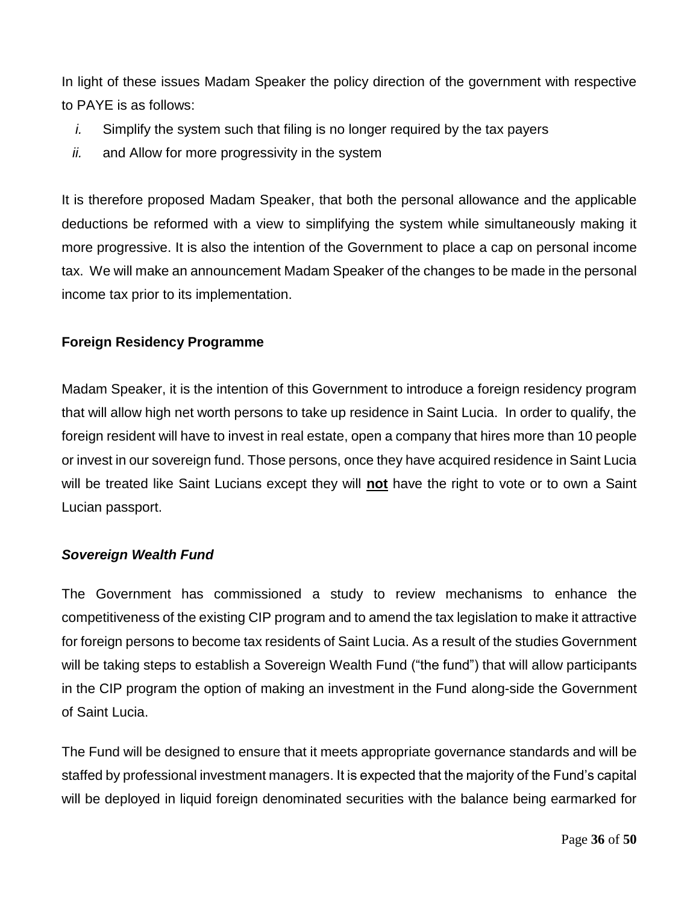In light of these issues Madam Speaker the policy direction of the government with respective to PAYE is as follows:

*i.* Simplify the system such that filing is no longer required by the tax payers

*ii.* and Allow for more progressivity in the system

It is therefore proposed Madam Speaker, that both the personal allowance and the applicable deductions be reformed with a view to simplifying the system while simultaneously making it more progressive. It is also the intention of the Government to place a cap on personal income tax. We will make an announcement Madam Speaker of the changes to be made in the personal income tax prior to its implementation.

**Foreign Residency Programme**

Madam Speaker, it is the intention of this Government to introduce a foreign residency program that will allow high net worth persons to take up residence in Saint Lucia. In order to qualify, the foreign resident will have to invest in real estate, open a company that hires more than 10 people or invest in our sovereign fund. Those persons, once they have acquired residence in Saint Lucia will be treated like Saint Lucians except they will **<u>not</u>** have the right to vote or to own a Saint Lucian passport.

***Sovereign Wealth Fund***

The Government has commissioned a study to review mechanisms to enhance the competitiveness of the existing CIP program and to amend the tax legislation to make it attractive for foreign persons to become tax residents of Saint Lucia. As a result of the studies Government will be taking steps to establish a Sovereign Wealth Fund ("the fund") that will allow participants in the CIP program the option of making an investment in the Fund along-side the Government of Saint Lucia.

The Fund will be designed to ensure that it meets appropriate governance standards and will be staffed by professional investment managers. It is expected that the majority of the Fund's capital will be deployed in liquid foreign denominated securities with the balance being earmarked for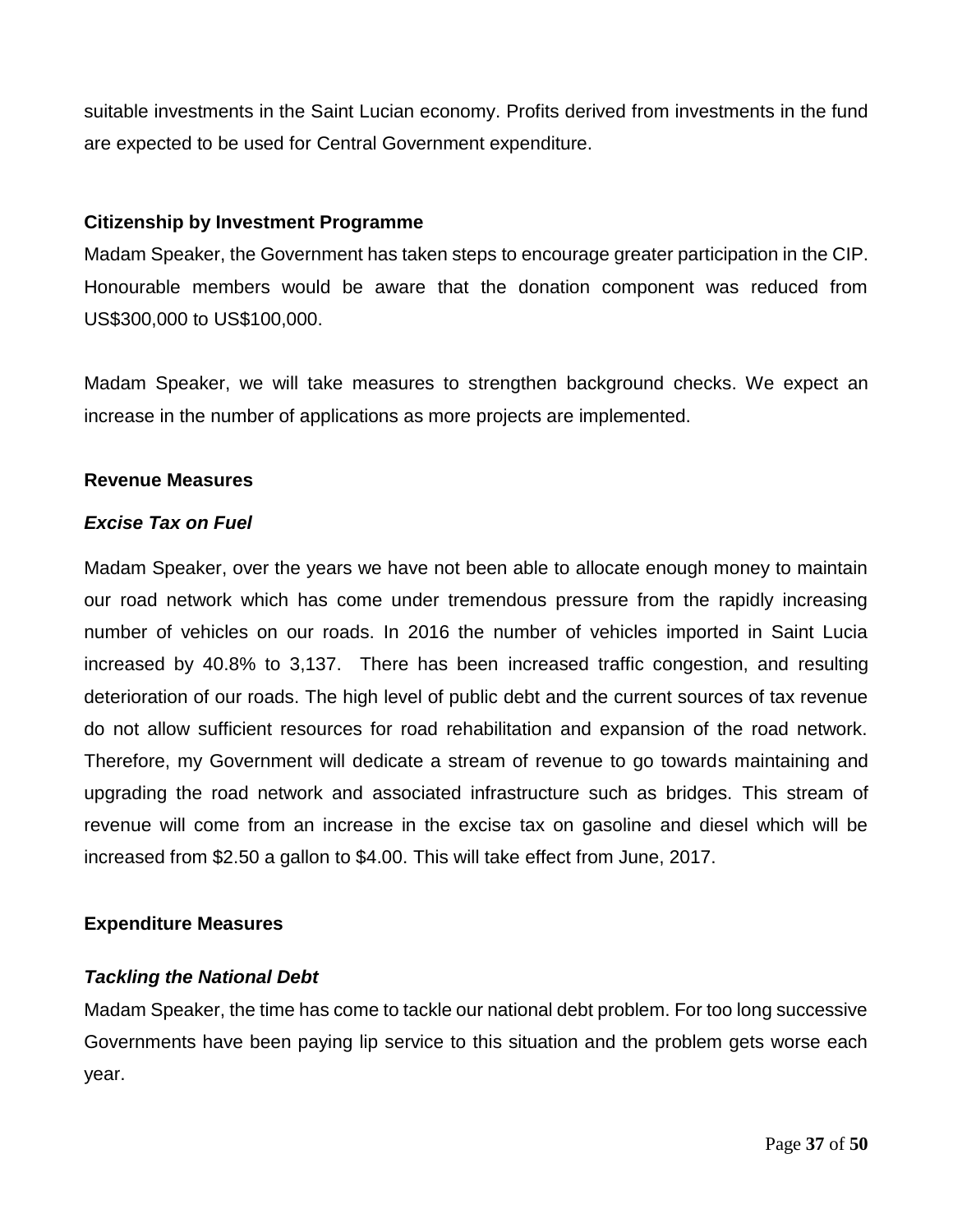suitable investments in the Saint Lucian economy. Profits derived from investments in the fund are expected to be used for Central Government expenditure.

**Citizenship by Investment Programme**

Madam Speaker, the Government has taken steps to encourage greater participation in the CIP. Honourable members would be aware that the donation component was reduced from US$300,000 to US$100,000.

Madam Speaker, we will take measures to strengthen background checks. We expect an increase in the number of applications as more projects are implemented.

**Revenue Measures**

***Excise Tax on Fuel***

Madam Speaker, over the years we have not been able to allocate enough money to maintain our road network which has come under tremendous pressure from the rapidly increasing number of vehicles on our roads. In 2016 the number of vehicles imported in Saint Lucia increased by 40.8% to 3,137. There has been increased traffic congestion, and resulting deterioration of our roads. The high level of public debt and the current sources of tax revenue do not allow sufficient resources for road rehabilitation and expansion of the road network. Therefore, my Government will dedicate a stream of revenue to go towards maintaining and upgrading the road network and associated infrastructure such as bridges. This stream of revenue will come from an increase in the excise tax on gasoline and diesel which will be increased from $2.50 a gallon to $4.00. This will take effect from June, 2017.

**Expenditure Measures**

***Tackling the National Debt***

Madam Speaker, the time has come to tackle our national debt problem. For too long successive Governments have been paying lip service to this situation and the problem gets worse each year.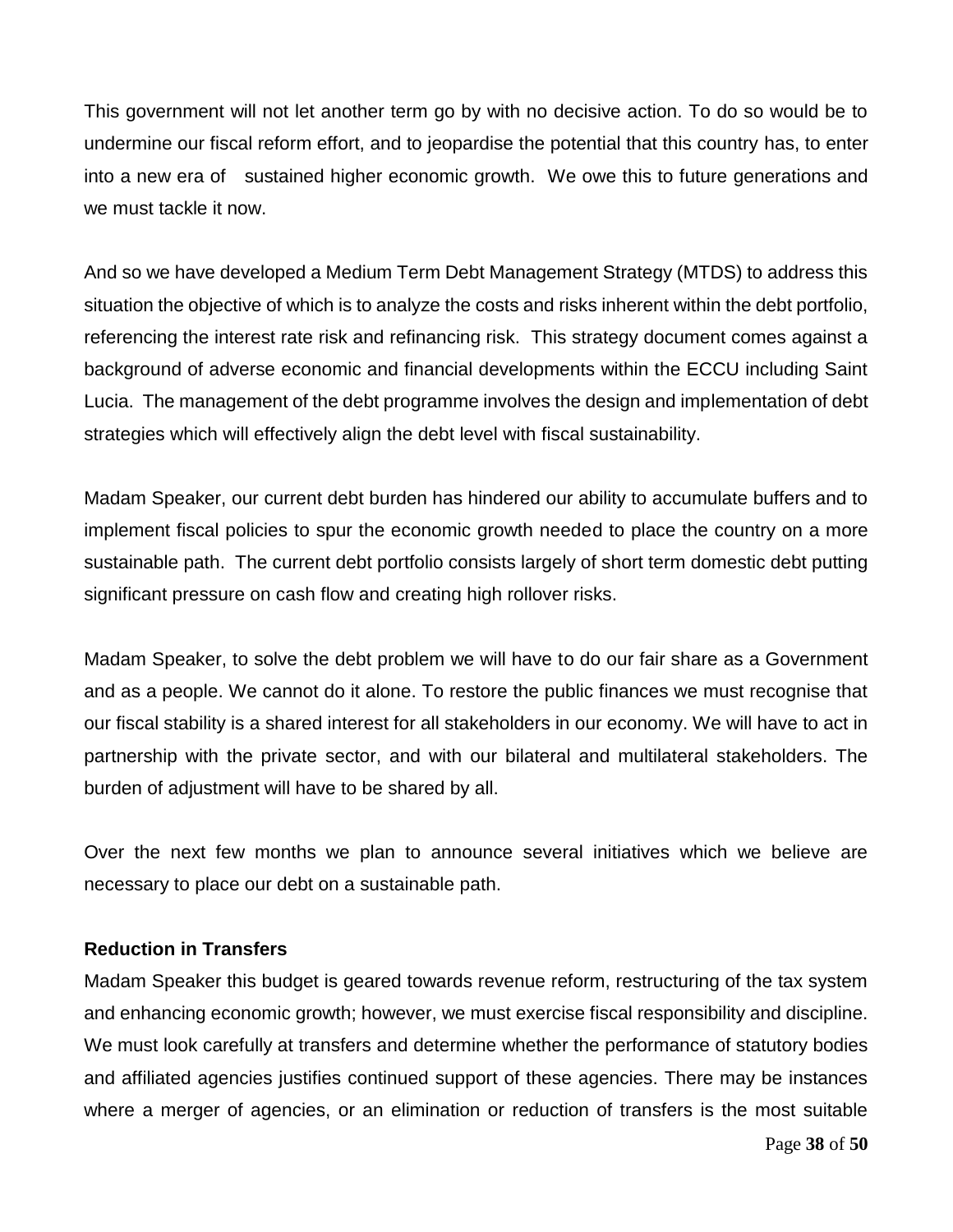This government will not let another term go by with no decisive action. To do so would be to undermine our fiscal reform effort, and to jeopardise the potential that this country has, to enter into a new era of sustained higher economic growth. We owe this to future generations and we must tackle it now.

And so we have developed a Medium Term Debt Management Strategy (MTDS) to address this situation the objective of which is to analyze the costs and risks inherent within the debt portfolio, referencing the interest rate risk and refinancing risk. This strategy document comes against a background of adverse economic and financial developments within the ECCU including Saint Lucia. The management of the debt programme involves the design and implementation of debt strategies which will effectively align the debt level with fiscal sustainability.

Madam Speaker, our current debt burden has hindered our ability to accumulate buffers and to implement fiscal policies to spur the economic growth needed to place the country on a more sustainable path. The current debt portfolio consists largely of short term domestic debt putting significant pressure on cash flow and creating high rollover risks.

Madam Speaker, to solve the debt problem we will have to do our fair share as a Government and as a people. We cannot do it alone. To restore the public finances we must recognise that our fiscal stability is a shared interest for all stakeholders in our economy. We will have to act in partnership with the private sector, and with our bilateral and multilateral stakeholders. The burden of adjustment will have to be shared by all.

Over the next few months we plan to announce several initiatives which we believe are necessary to place our debt on a sustainable path.

**Reduction in Transfers**

Madam Speaker this budget is geared towards revenue reform, restructuring of the tax system and enhancing economic growth; however, we must exercise fiscal responsibility and discipline. We must look carefully at transfers and determine whether the performance of statutory bodies and affiliated agencies justifies continued support of these agencies. There may be instances where a merger of agencies, or an elimination or reduction of transfers is the most suitable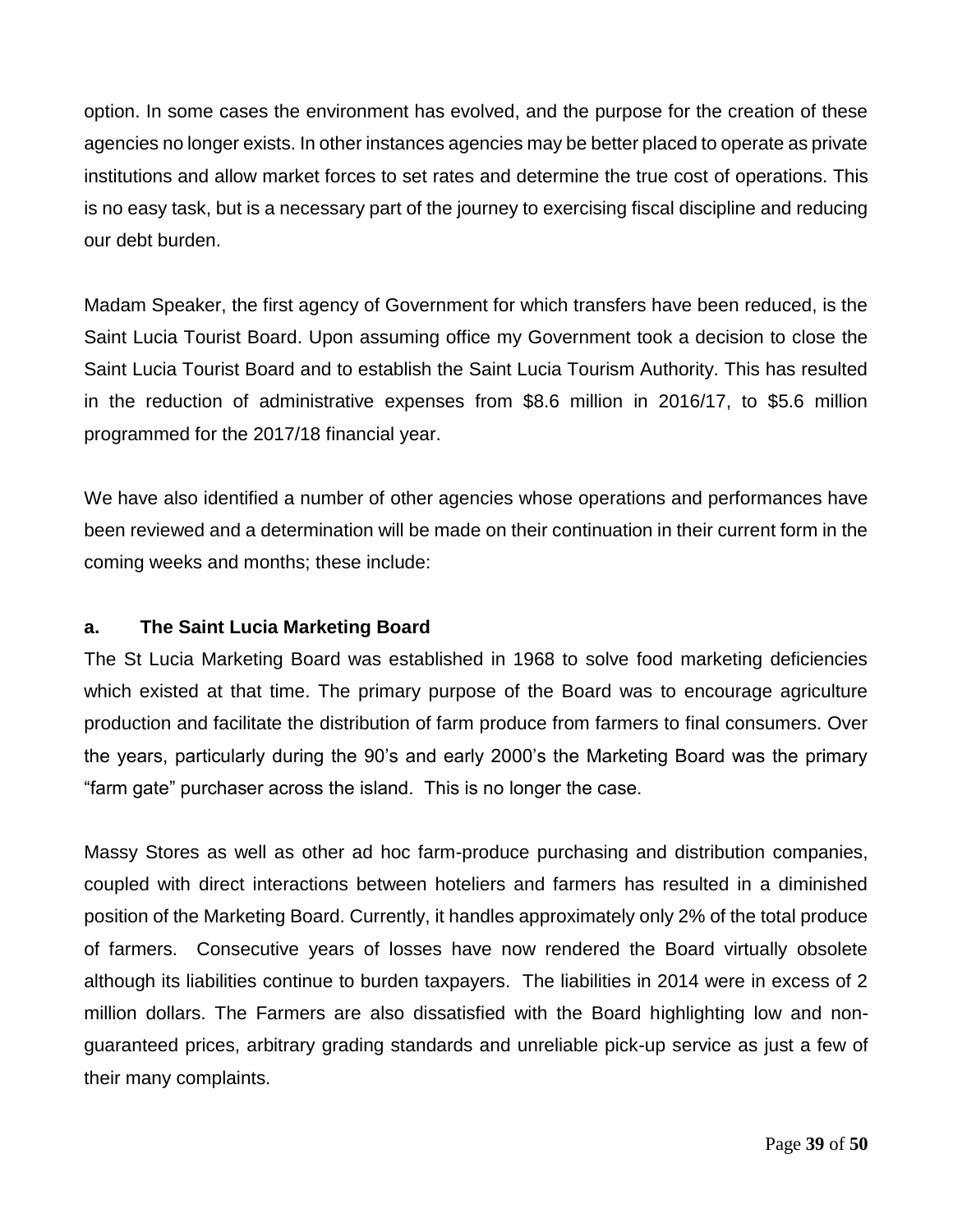option. In some cases the environment has evolved, and the purpose for the creation of these agencies no longer exists. In other instances agencies may be better placed to operate as private institutions and allow market forces to set rates and determine the true cost of operations. This is no easy task, but is a necessary part of the journey to exercising fiscal discipline and reducing our debt burden.

Madam Speaker, the first agency of Government for which transfers have been reduced, is the Saint Lucia Tourist Board. Upon assuming office my Government took a decision to close the Saint Lucia Tourist Board and to establish the Saint Lucia Tourism Authority. This has resulted in the reduction of administrative expenses from $8.6 million in 2016/17, to $5.6 million programmed for the 2017/18 financial year.

We have also identified a number of other agencies whose operations and performances have been reviewed and a determination will be made on their continuation in their current form in the coming weeks and months; these include:

**a. The Saint Lucia Marketing Board**

The St Lucia Marketing Board was established in 1968 to solve food marketing deficiencies which existed at that time. The primary purpose of the Board was to encourage agriculture production and facilitate the distribution of farm produce from farmers to final consumers. Over the years, particularly during the 90's and early 2000's the Marketing Board was the primary "farm gate" purchaser across the island. This is no longer the case.

Massy Stores as well as other ad hoc farm-produce purchasing and distribution companies, coupled with direct interactions between hoteliers and farmers has resulted in a diminished position of the Marketing Board. Currently, it handles approximately only 2% of the total produce of farmers. Consecutive years of losses have now rendered the Board virtually obsolete although its liabilities continue to burden taxpayers. The liabilities in 2014 were in excess of 2 million dollars. The Farmers are also dissatisfied with the Board highlighting low and non-guaranteed prices, arbitrary grading standards and unreliable pick-up service as just a few of their many complaints.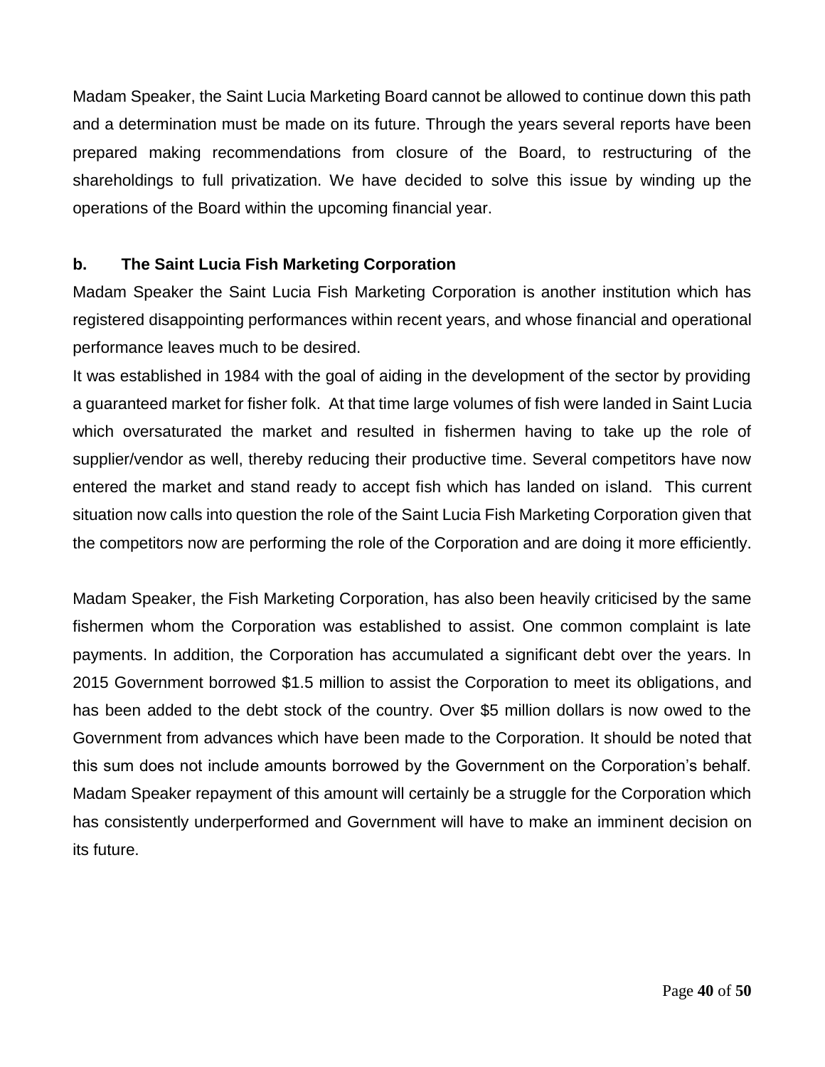Madam Speaker, the Saint Lucia Marketing Board cannot be allowed to continue down this path and a determination must be made on its future. Through the years several reports have been prepared making recommendations from closure of the Board, to restructuring of the shareholdings to full privatization. We have decided to solve this issue by winding up the operations of the Board within the upcoming financial year.

**b. The Saint Lucia Fish Marketing Corporation**

Madam Speaker the Saint Lucia Fish Marketing Corporation is another institution which has registered disappointing performances within recent years, and whose financial and operational performance leaves much to be desired.

It was established in 1984 with the goal of aiding in the development of the sector by providing a guaranteed market for fisher folk. At that time large volumes of fish were landed in Saint Lucia which oversaturated the market and resulted in fishermen having to take up the role of supplier/vendor as well, thereby reducing their productive time. Several competitors have now entered the market and stand ready to accept fish which has landed on island. This current situation now calls into question the role of the Saint Lucia Fish Marketing Corporation given that the competitors now are performing the role of the Corporation and are doing it more efficiently.

Madam Speaker, the Fish Marketing Corporation, has also been heavily criticised by the same fishermen whom the Corporation was established to assist. One common complaint is late payments. In addition, the Corporation has accumulated a significant debt over the years. In 2015 Government borrowed $1.5 million to assist the Corporation to meet its obligations, and has been added to the debt stock of the country. Over $5 million dollars is now owed to the Government from advances which have been made to the Corporation. It should be noted that this sum does not include amounts borrowed by the Government on the Corporation's behalf. Madam Speaker repayment of this amount will certainly be a struggle for the Corporation which has consistently underperformed and Government will have to make an imminent decision on its future.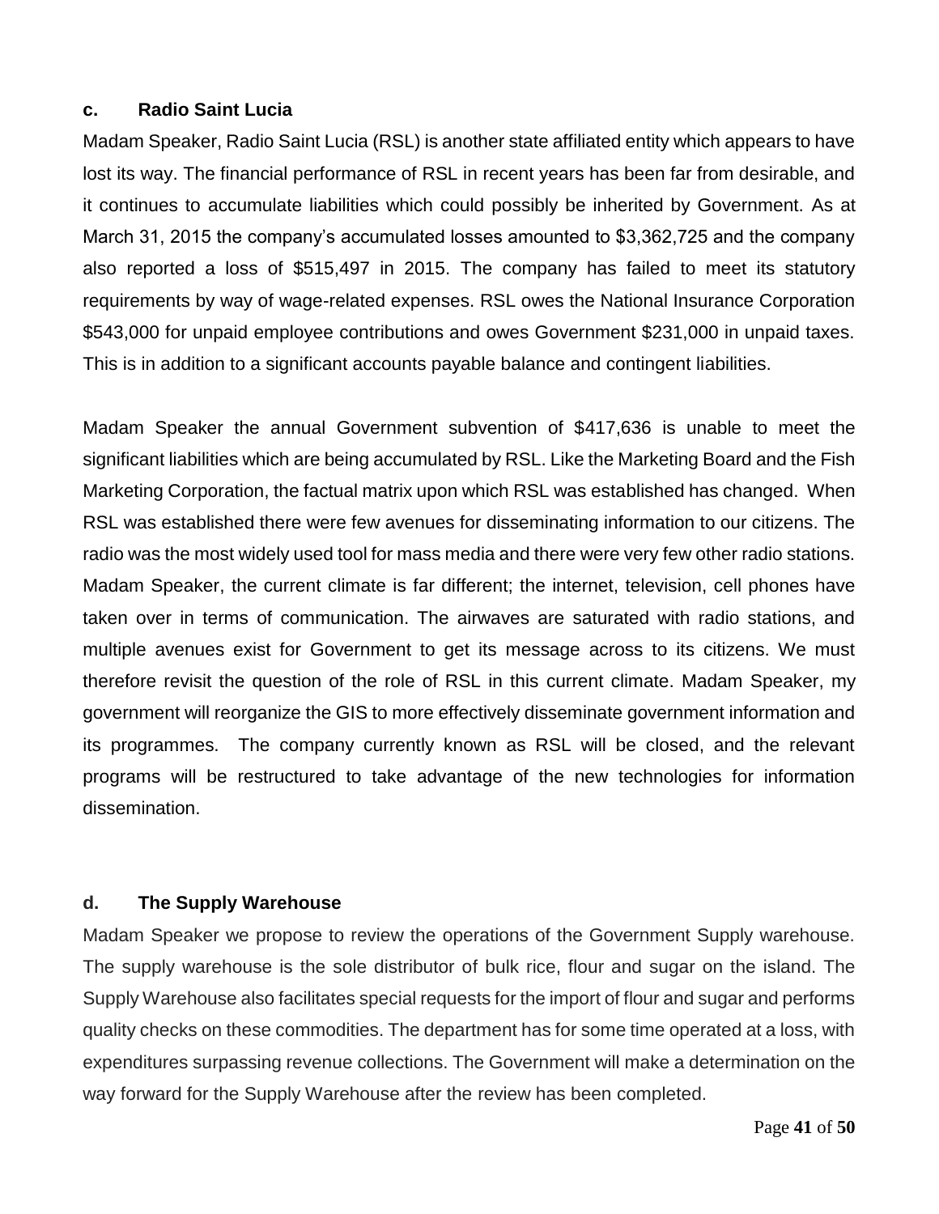### c. Radio Saint Lucia

Madam Speaker, Radio Saint Lucia (RSL) is another state affiliated entity which appears to have lost its way. The financial performance of RSL in recent years has been far from desirable, and it continues to accumulate liabilities which could possibly be inherited by Government. As at March 31, 2015 the company's accumulated losses amounted to $3,362,725 and the company also reported a loss of $515,497 in 2015. The company has failed to meet its statutory requirements by way of wage-related expenses. RSL owes the National Insurance Corporation $543,000 for unpaid employee contributions and owes Government $231,000 in unpaid taxes. This is in addition to a significant accounts payable balance and contingent liabilities.

Madam Speaker the annual Government subvention of $417,636 is unable to meet the significant liabilities which are being accumulated by RSL. Like the Marketing Board and the Fish Marketing Corporation, the factual matrix upon which RSL was established has changed. When RSL was established there were few avenues for disseminating information to our citizens. The radio was the most widely used tool for mass media and there were very few other radio stations. Madam Speaker, the current climate is far different; the internet, television, cell phones have taken over in terms of communication. The airwaves are saturated with radio stations, and multiple avenues exist for Government to get its message across to its citizens. We must therefore revisit the question of the role of RSL in this current climate. Madam Speaker, my government will reorganize the GIS to more effectively disseminate government information and its programmes. The company currently known as RSL will be closed, and the relevant programs will be restructured to take advantage of the new technologies for information dissemination.

### d. The Supply Warehouse

Madam Speaker we propose to review the operations of the Government Supply warehouse. The supply warehouse is the sole distributor of bulk rice, flour and sugar on the island. The Supply Warehouse also facilitates special requests for the import of flour and sugar and performs quality checks on these commodities. The department has for some time operated at a loss, with expenditures surpassing revenue collections. The Government will make a determination on the way forward for the Supply Warehouse after the review has been completed.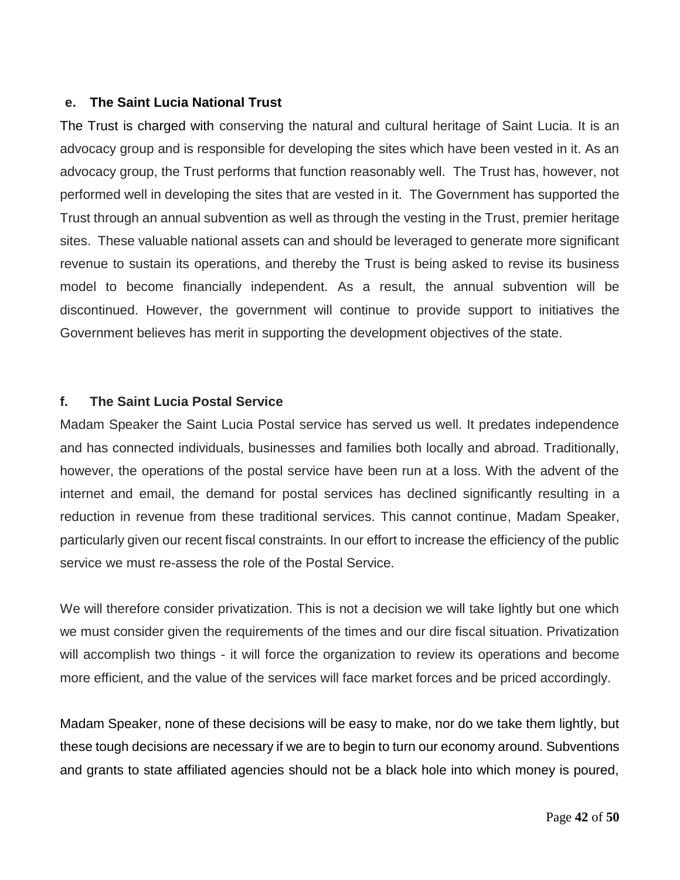### e. The Saint Lucia National Trust

The Trust is charged with conserving the natural and cultural heritage of Saint Lucia. It is an advocacy group and is responsible for developing the sites which have been vested in it. As an advocacy group, the Trust performs that function reasonably well. The Trust has, however, not performed well in developing the sites that are vested in it. The Government has supported the Trust through an annual subvention as well as through the vesting in the Trust, premier heritage sites. These valuable national assets can and should be leveraged to generate more significant revenue to sustain its operations, and thereby the Trust is being asked to revise its business model to become financially independent. As a result, the annual subvention will be discontinued. However, the government will continue to provide support to initiatives the Government believes has merit in supporting the development objectives of the state.

### f. The Saint Lucia Postal Service

Madam Speaker the Saint Lucia Postal service has served us well. It predates independence and has connected individuals, businesses and families both locally and abroad. Traditionally, however, the operations of the postal service have been run at a loss. With the advent of the internet and email, the demand for postal services has declined significantly resulting in a reduction in revenue from these traditional services. This cannot continue, Madam Speaker, particularly given our recent fiscal constraints. In our effort to increase the efficiency of the public service we must re-assess the role of the Postal Service.

We will therefore consider privatization. This is not a decision we will take lightly but one which we must consider given the requirements of the times and our dire fiscal situation. Privatization will accomplish two things - it will force the organization to review its operations and become more efficient, and the value of the services will face market forces and be priced accordingly.

Madam Speaker, none of these decisions will be easy to make, nor do we take them lightly, but these tough decisions are necessary if we are to begin to turn our economy around. Subventions and grants to state affiliated agencies should not be a black hole into which money is poured,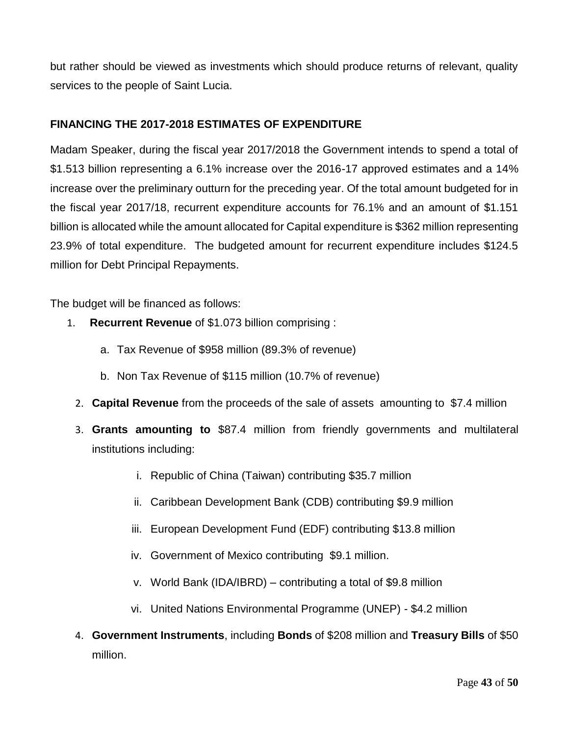but rather should be viewed as investments which should produce returns of relevant, quality services to the people of Saint Lucia.

**FINANCING THE 2017-2018 ESTIMATES OF EXPENDITURE**

Madam Speaker, during the fiscal year 2017/2018 the Government intends to spend a total of $1.513 billion representing a 6.1% increase over the 2016-17 approved estimates and a 14% increase over the preliminary outturn for the preceding year. Of the total amount budgeted for in the fiscal year 2017/18, recurrent expenditure accounts for 76.1% and an amount of $1.151 billion is allocated while the amount allocated for Capital expenditure is $362 million representing 23.9% of total expenditure. The budgeted amount for recurrent expenditure includes $124.5 million for Debt Principal Repayments.

The budget will be financed as follows:

1. **Recurrent Revenue** of $1.073 billion comprising :
   a. Tax Revenue of $958 million (89.3% of revenue)
   b. Non Tax Revenue of $115 million (10.7% of revenue)
2. **Capital Revenue** from the proceeds of the sale of assets amounting to $7.4 million
3. **Grants amounting to** $87.4 million from friendly governments and multilateral institutions including:
   i. Republic of China (Taiwan) contributing $35.7 million
   ii. Caribbean Development Bank (CDB) contributing $9.9 million
   iii. European Development Fund (EDF) contributing $13.8 million
   iv. Government of Mexico contributing $9.1 million.
   v. World Bank (IDA/IBRD) – contributing a total of $9.8 million
   vi. United Nations Environmental Programme (UNEP) - $4.2 million
4. **Government Instruments**, including **Bonds** of $208 million and **Treasury Bills** of $50 million.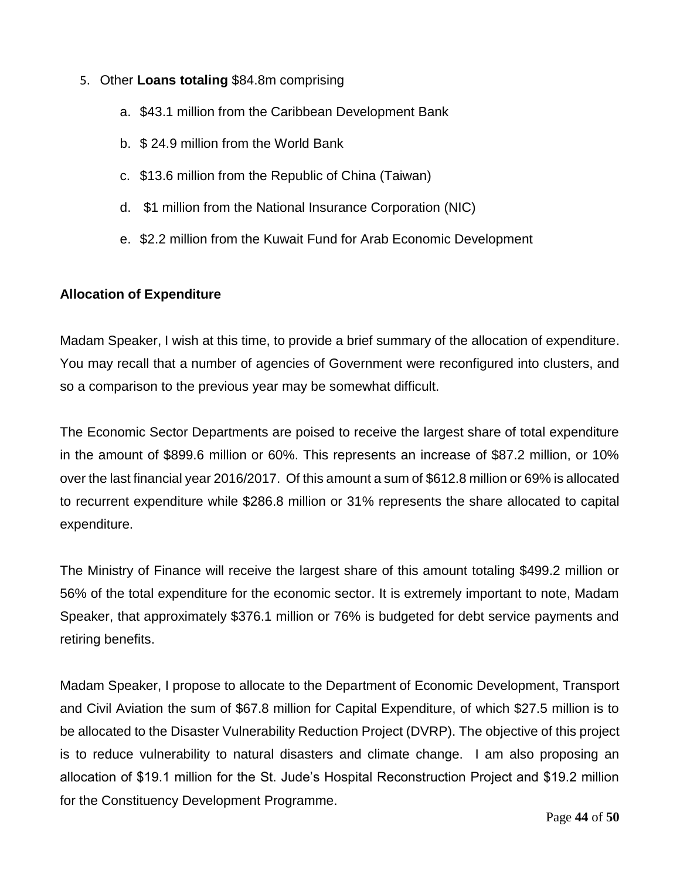5. Other **Loans totaling** $84.8m comprising

    a. $43.1 million from the Caribbean Development Bank

    b. $ 24.9 million from the World Bank

    c. $13.6 million from the Republic of China (Taiwan)

    d. $1 million from the National Insurance Corporation (NIC)

    e. $2.2 million from the Kuwait Fund for Arab Economic Development

**Allocation of Expenditure**

Madam Speaker, I wish at this time, to provide a brief summary of the allocation of expenditure. You may recall that a number of agencies of Government were reconfigured into clusters, and so a comparison to the previous year may be somewhat difficult.

The Economic Sector Departments are poised to receive the largest share of total expenditure in the amount of $899.6 million or 60%. This represents an increase of $87.2 million, or 10% over the last financial year 2016/2017. Of this amount a sum of $612.8 million or 69% is allocated to recurrent expenditure while $286.8 million or 31% represents the share allocated to capital expenditure.

The Ministry of Finance will receive the largest share of this amount totaling $499.2 million or 56% of the total expenditure for the economic sector. It is extremely important to note, Madam Speaker, that approximately $376.1 million or 76% is budgeted for debt service payments and retiring benefits.

Madam Speaker, I propose to allocate to the Department of Economic Development, Transport and Civil Aviation the sum of $67.8 million for Capital Expenditure, of which $27.5 million is to be allocated to the Disaster Vulnerability Reduction Project (DVRP). The objective of this project is to reduce vulnerability to natural disasters and climate change. I am also proposing an allocation of $19.1 million for the St. Jude's Hospital Reconstruction Project and $19.2 million for the Constituency Development Programme.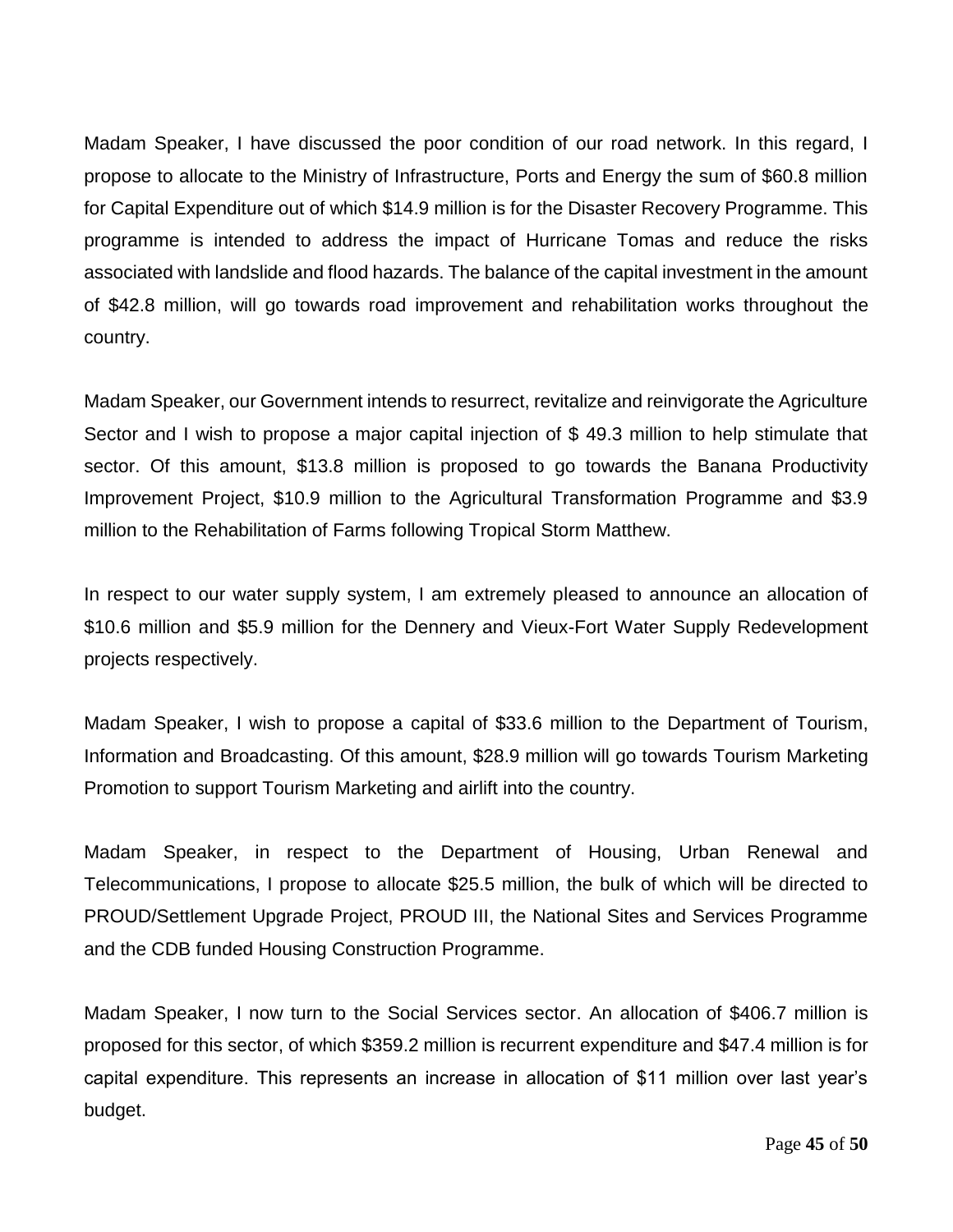Madam Speaker, I have discussed the poor condition of our road network. In this regard, I propose to allocate to the Ministry of Infrastructure, Ports and Energy the sum of $60.8 million for Capital Expenditure out of which $14.9 million is for the Disaster Recovery Programme. This programme is intended to address the impact of Hurricane Tomas and reduce the risks associated with landslide and flood hazards. The balance of the capital investment in the amount of $42.8 million, will go towards road improvement and rehabilitation works throughout the country.

Madam Speaker, our Government intends to resurrect, revitalize and reinvigorate the Agriculture Sector and I wish to propose a major capital injection of $ 49.3 million to help stimulate that sector. Of this amount, $13.8 million is proposed to go towards the Banana Productivity Improvement Project, $10.9 million to the Agricultural Transformation Programme and $3.9 million to the Rehabilitation of Farms following Tropical Storm Matthew.

In respect to our water supply system, I am extremely pleased to announce an allocation of $10.6 million and $5.9 million for the Dennery and Vieux-Fort Water Supply Redevelopment projects respectively.

Madam Speaker, I wish to propose a capital of $33.6 million to the Department of Tourism, Information and Broadcasting. Of this amount, $28.9 million will go towards Tourism Marketing Promotion to support Tourism Marketing and airlift into the country.

Madam Speaker, in respect to the Department of Housing, Urban Renewal and Telecommunications, I propose to allocate $25.5 million, the bulk of which will be directed to PROUD/Settlement Upgrade Project, PROUD III, the National Sites and Services Programme and the CDB funded Housing Construction Programme.

Madam Speaker, I now turn to the Social Services sector. An allocation of $406.7 million is proposed for this sector, of which $359.2 million is recurrent expenditure and $47.4 million is for capital expenditure. This represents an increase in allocation of $11 million over last year's budget.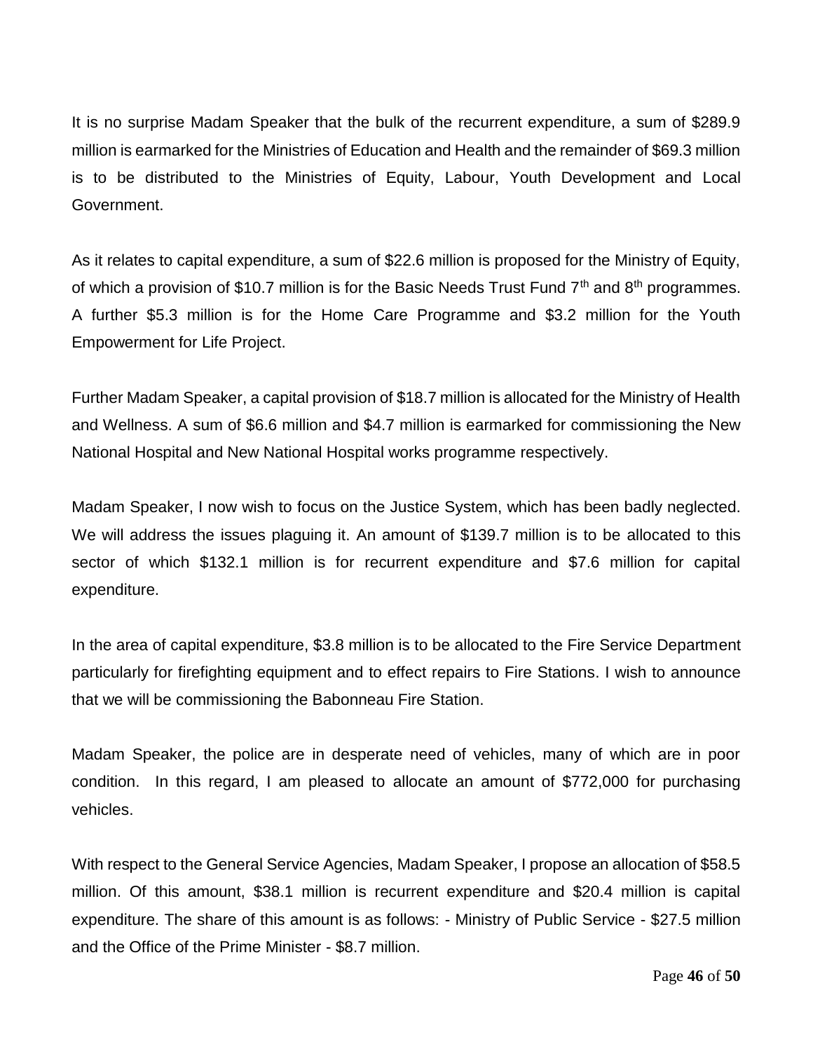It is no surprise Madam Speaker that the bulk of the recurrent expenditure, a sum of $289.9 million is earmarked for the Ministries of Education and Health and the remainder of $69.3 million is to be distributed to the Ministries of Equity, Labour, Youth Development and Local Government.

As it relates to capital expenditure, a sum of $22.6 million is proposed for the Ministry of Equity, of which a provision of $10.7 million is for the Basic Needs Trust Fund 7th and 8th programmes. A further $5.3 million is for the Home Care Programme and $3.2 million for the Youth Empowerment for Life Project.

Further Madam Speaker, a capital provision of $18.7 million is allocated for the Ministry of Health and Wellness. A sum of $6.6 million and $4.7 million is earmarked for commissioning the New National Hospital and New National Hospital works programme respectively.

Madam Speaker, I now wish to focus on the Justice System, which has been badly neglected. We will address the issues plaguing it. An amount of $139.7 million is to be allocated to this sector of which $132.1 million is for recurrent expenditure and $7.6 million for capital expenditure.

In the area of capital expenditure, $3.8 million is to be allocated to the Fire Service Department particularly for firefighting equipment and to effect repairs to Fire Stations. I wish to announce that we will be commissioning the Babonneau Fire Station.

Madam Speaker, the police are in desperate need of vehicles, many of which are in poor condition. In this regard, I am pleased to allocate an amount of $772,000 for purchasing vehicles.

With respect to the General Service Agencies, Madam Speaker, I propose an allocation of $58.5 million. Of this amount, $38.1 million is recurrent expenditure and $20.4 million is capital expenditure. The share of this amount is as follows: - Ministry of Public Service - $27.5 million and the Office of the Prime Minister - $8.7 million.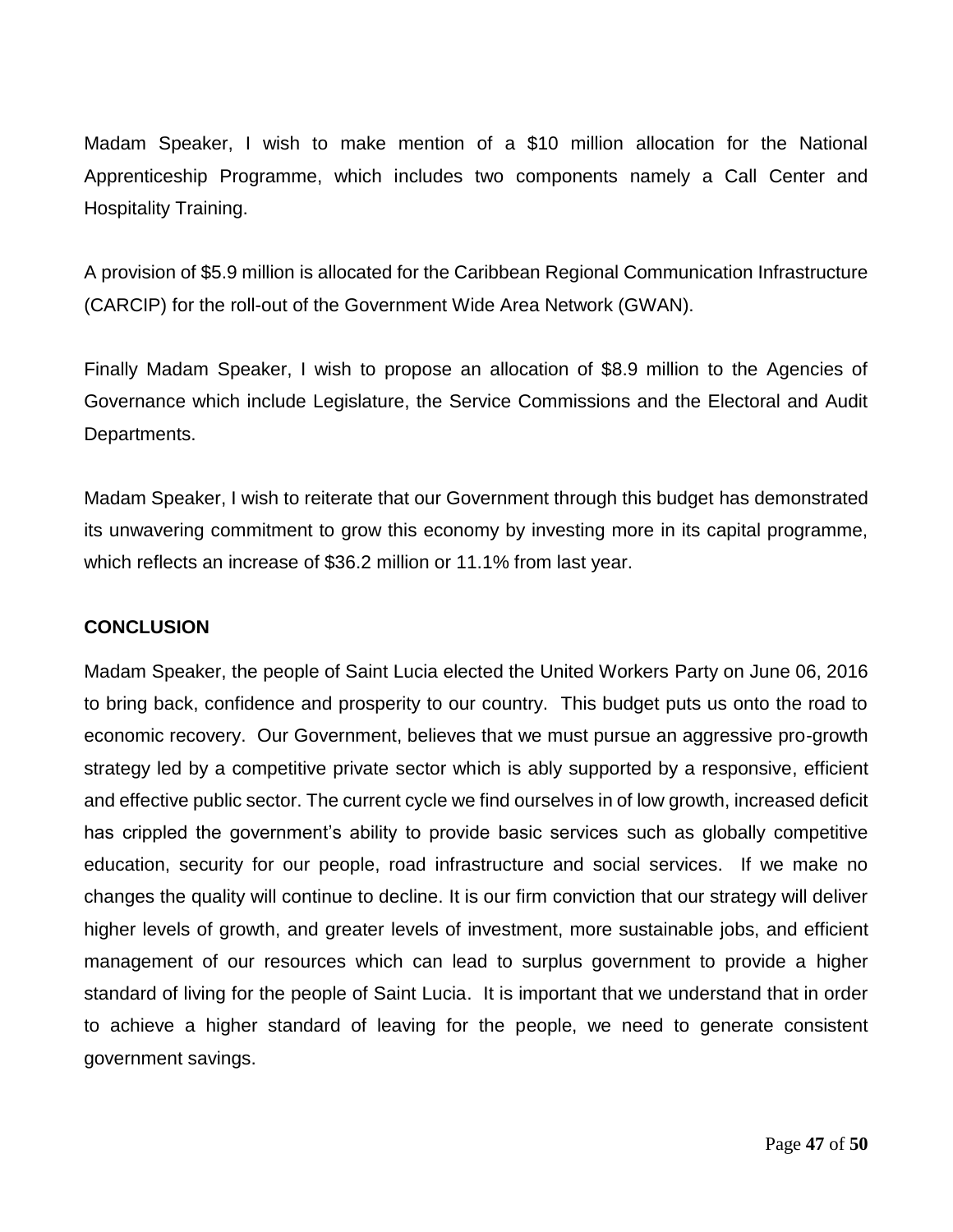Madam Speaker, I wish to make mention of a $10 million allocation for the National Apprenticeship Programme, which includes two components namely a Call Center and Hospitality Training.

A provision of $5.9 million is allocated for the Caribbean Regional Communication Infrastructure (CARCIP) for the roll-out of the Government Wide Area Network (GWAN).

Finally Madam Speaker, I wish to propose an allocation of $8.9 million to the Agencies of Governance which include Legislature, the Service Commissions and the Electoral and Audit Departments.

Madam Speaker, I wish to reiterate that our Government through this budget has demonstrated its unwavering commitment to grow this economy by investing more in its capital programme, which reflects an increase of $36.2 million or 11.1% from last year.

**CONCLUSION**

Madam Speaker, the people of Saint Lucia elected the United Workers Party on June 06, 2016 to bring back, confidence and prosperity to our country. This budget puts us onto the road to economic recovery. Our Government, believes that we must pursue an aggressive pro-growth strategy led by a competitive private sector which is ably supported by a responsive, efficient and effective public sector. The current cycle we find ourselves in of low growth, increased deficit has crippled the government's ability to provide basic services such as globally competitive education, security for our people, road infrastructure and social services. If we make no changes the quality will continue to decline. It is our firm conviction that our strategy will deliver higher levels of growth, and greater levels of investment, more sustainable jobs, and efficient management of our resources which can lead to surplus government to provide a higher standard of living for the people of Saint Lucia. It is important that we understand that in order to achieve a higher standard of leaving for the people, we need to generate consistent government savings.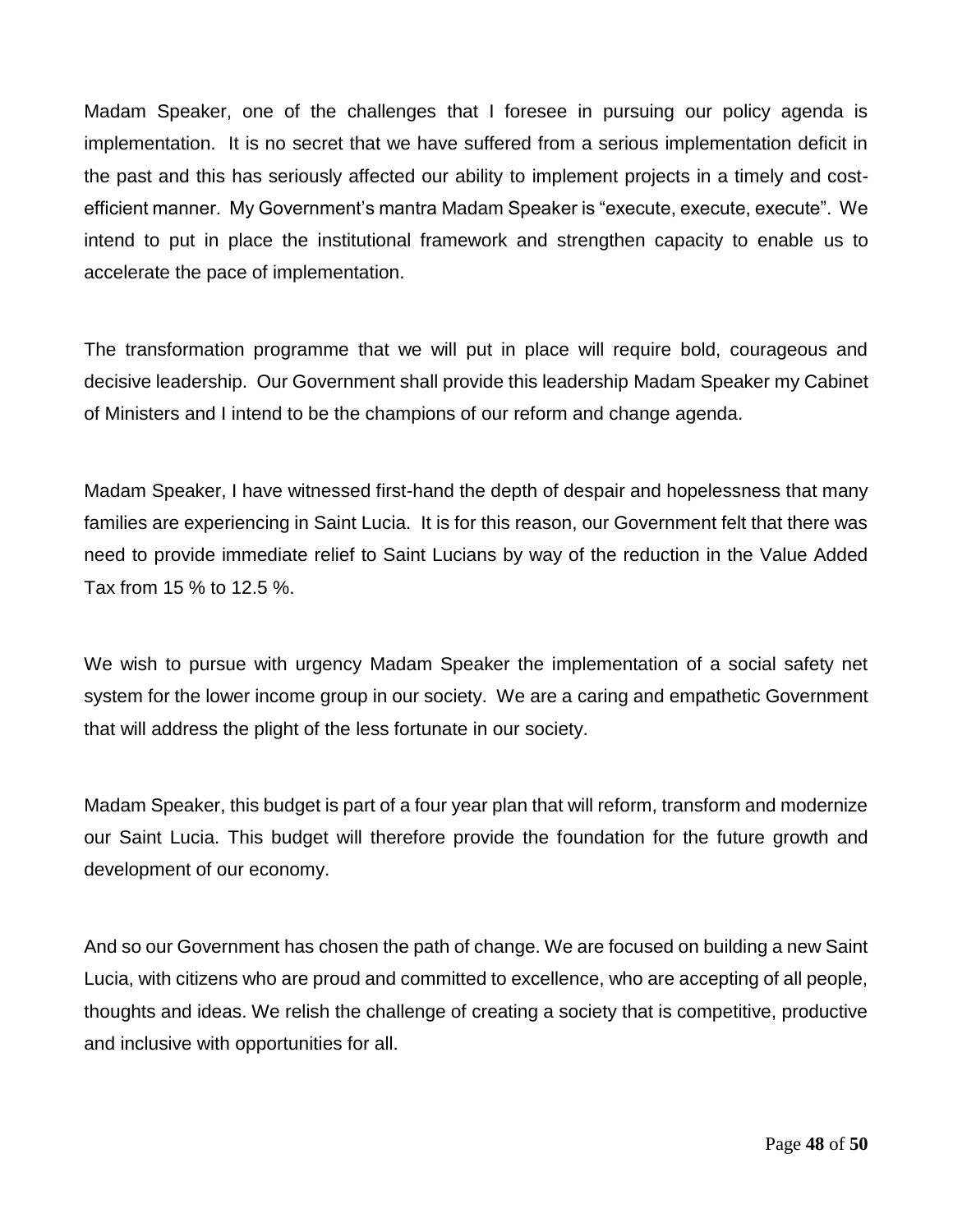Madam Speaker, one of the challenges that I foresee in pursuing our policy agenda is implementation. It is no secret that we have suffered from a serious implementation deficit in the past and this has seriously affected our ability to implement projects in a timely and cost-efficient manner. My Government's mantra Madam Speaker is "execute, execute, execute". We intend to put in place the institutional framework and strengthen capacity to enable us to accelerate the pace of implementation.

The transformation programme that we will put in place will require bold, courageous and decisive leadership. Our Government shall provide this leadership Madam Speaker my Cabinet of Ministers and I intend to be the champions of our reform and change agenda.

Madam Speaker, I have witnessed first-hand the depth of despair and hopelessness that many families are experiencing in Saint Lucia. It is for this reason, our Government felt that there was need to provide immediate relief to Saint Lucians by way of the reduction in the Value Added Tax from 15 % to 12.5 %.

We wish to pursue with urgency Madam Speaker the implementation of a social safety net system for the lower income group in our society. We are a caring and empathetic Government that will address the plight of the less fortunate in our society.

Madam Speaker, this budget is part of a four year plan that will reform, transform and modernize our Saint Lucia. This budget will therefore provide the foundation for the future growth and development of our economy.

And so our Government has chosen the path of change. We are focused on building a new Saint Lucia, with citizens who are proud and committed to excellence, who are accepting of all people, thoughts and ideas. We relish the challenge of creating a society that is competitive, productive and inclusive with opportunities for all.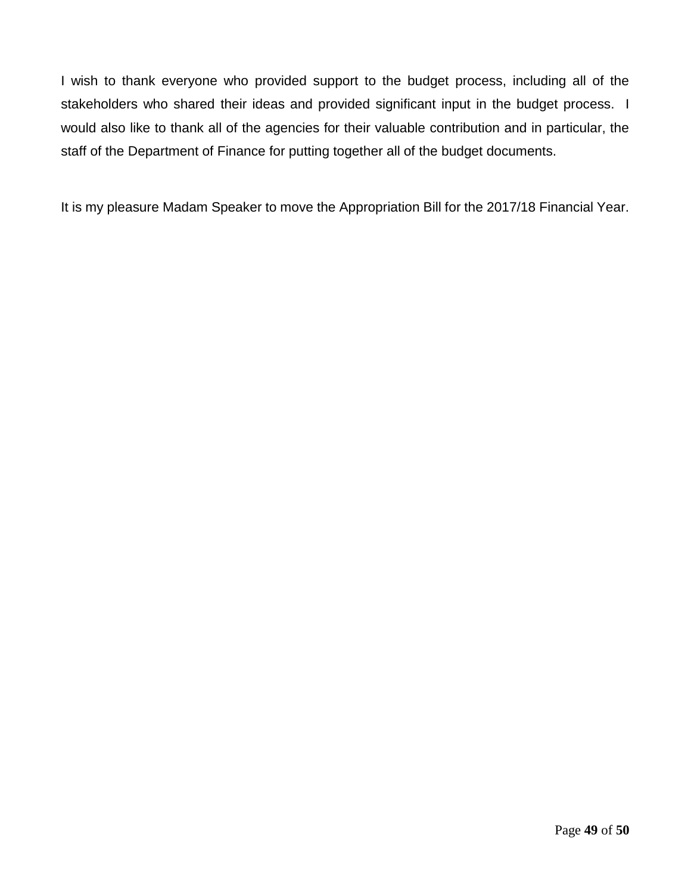I wish to thank everyone who provided support to the budget process, including all of the stakeholders who shared their ideas and provided significant input in the budget process. I would also like to thank all of the agencies for their valuable contribution and in particular, the staff of the Department of Finance for putting together all of the budget documents.

It is my pleasure Madam Speaker to move the Appropriation Bill for the 2017/18 Financial Year.